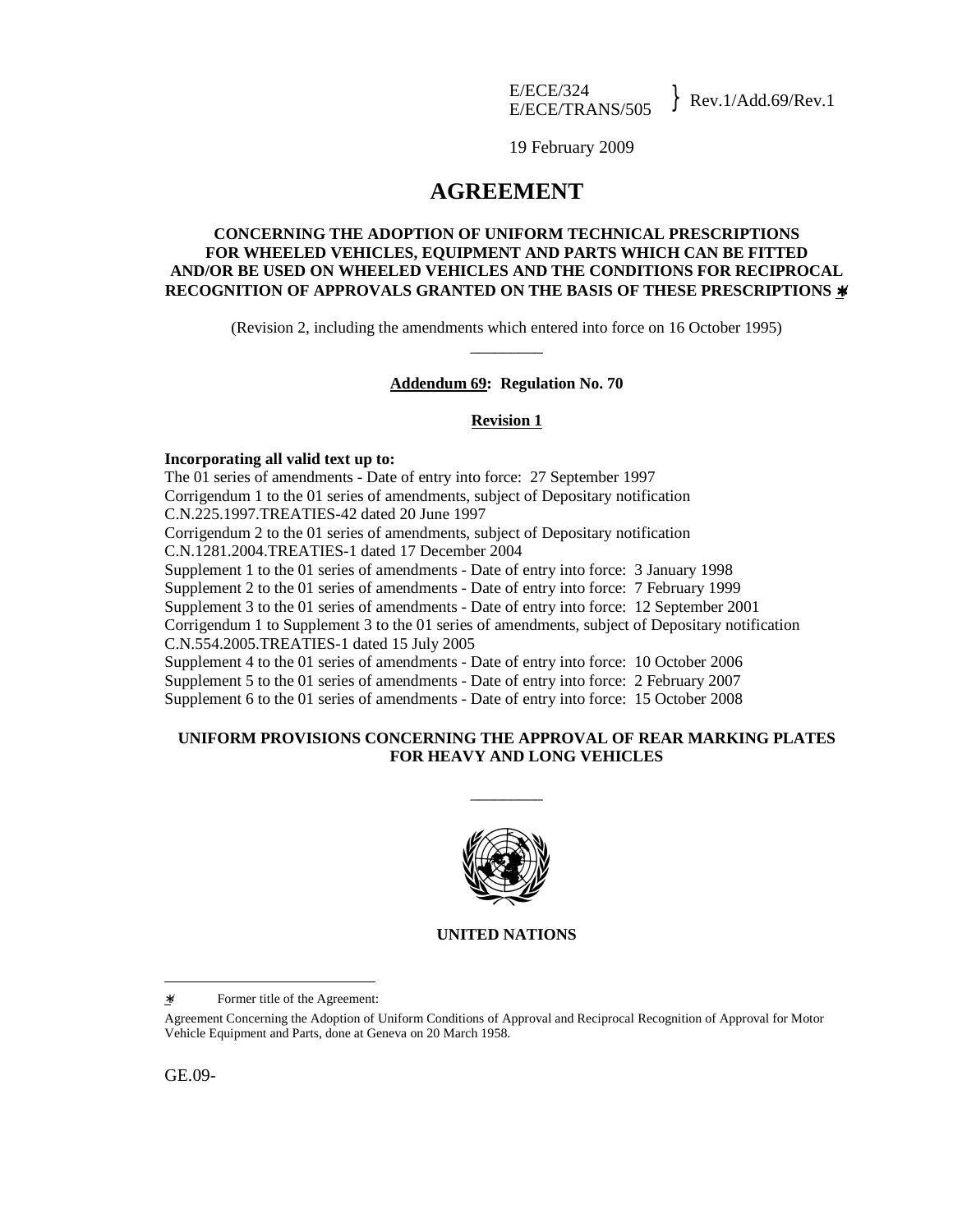E/ECE/324
E/ECE/TRANS/505 } Rev.1/Add.69/Rev.1

19 February 2009

# AGREEMENT

## CONCERNING THE ADOPTION OF UNIFORM TECHNICAL PRESCRIPTIONS FOR WHEELED VEHICLES, EQUIPMENT AND PARTS WHICH CAN BE FITTED AND/OR BE USED ON WHEELED VEHICLES AND THE CONDITIONS FOR RECIPROCAL RECOGNITION OF APPROVALS GRANTED ON THE BASIS OF THESE PRESCRIPTIONS */

(Revision 2, including the amendments which entered into force on 16 October 1995)

_________

**Addendum 69: Regulation No. 70**

**Revision 1**

**Incorporating all valid text up to:**

The 01 series of amendments - Date of entry into force: 27 September 1997
Corrigendum 1 to the 01 series of amendments, subject of Depositary notification C.N.225.1997.TREATIES-42 dated 20 June 1997
Corrigendum 2 to the 01 series of amendments, subject of Depositary notification C.N.1281.2004.TREATIES-1 dated 17 December 2004
Supplement 1 to the 01 series of amendments - Date of entry into force: 3 January 1998
Supplement 2 to the 01 series of amendments - Date of entry into force: 7 February 1999
Supplement 3 to the 01 series of amendments - Date of entry into force: 12 September 2001
Corrigendum 1 to Supplement 3 to the 01 series of amendments, subject of Depositary notification C.N.554.2005.TREATIES-1 dated 15 July 2005
Supplement 4 to the 01 series of amendments - Date of entry into force: 10 October 2006
Supplement 5 to the 01 series of amendments - Date of entry into force: 2 February 2007
Supplement 6 to the 01 series of amendments - Date of entry into force: 15 October 2008

## UNIFORM PROVISIONS CONCERNING THE APPROVAL OF REAR MARKING PLATES FOR HEAVY AND LONG VEHICLES

_________

**UNITED NATIONS**

*/ Former title of the Agreement:

Agreement Concerning the Adoption of Uniform Conditions of Approval and Reciprocal Recognition of Approval for Motor Vehicle Equipment and Parts, done at Geneva on 20 March 1958.

GE.09-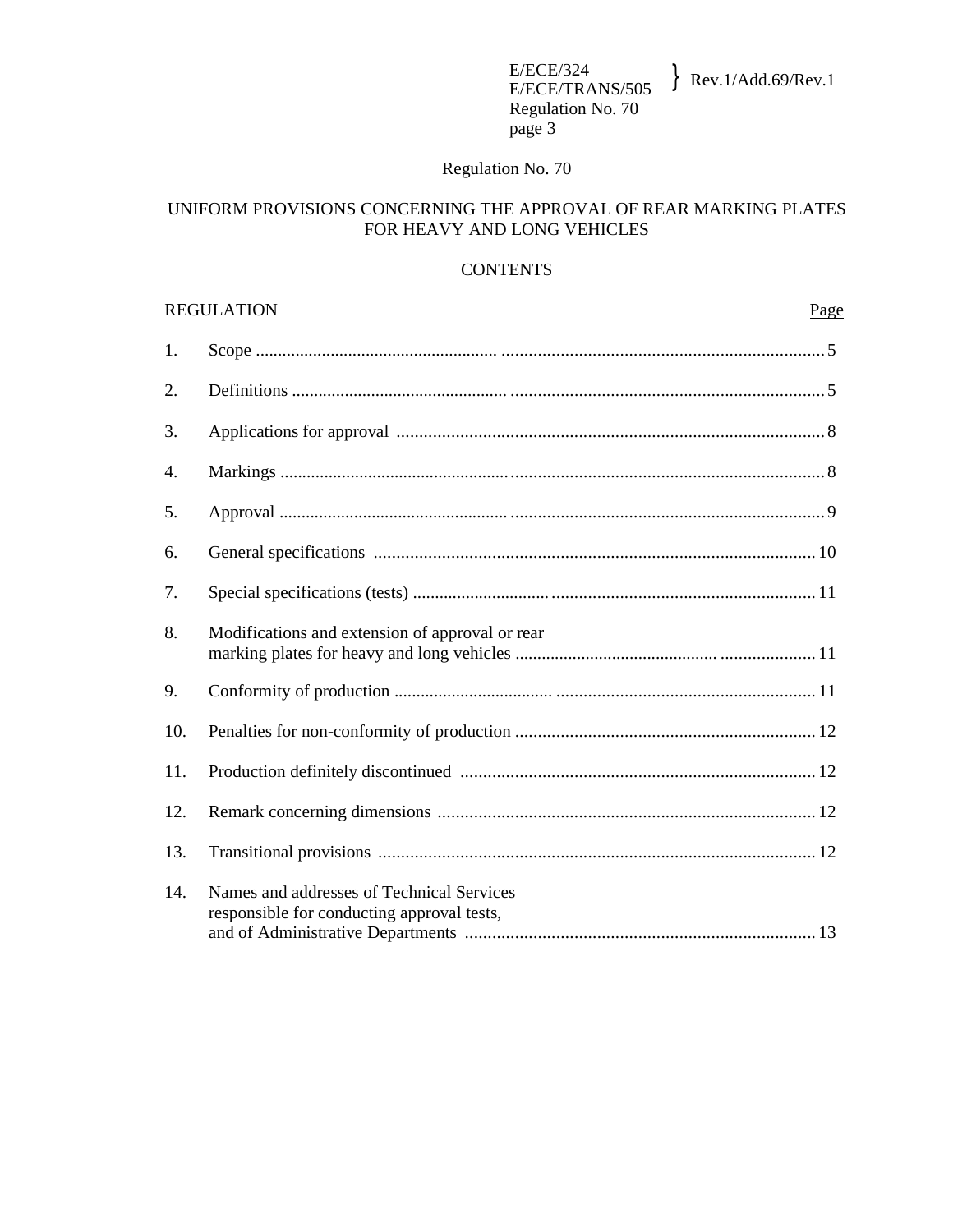## Regulation No. 70

### UNIFORM PROVISIONS CONCERNING THE APPROVAL OF REAR MARKING PLATES FOR HEAVY AND LONG VEHICLES

### CONTENTS

| REGULATION | | Page |
|---|---|---|
| 1. | Scope | 5 |
| 2. | Definitions | 5 |
| 3. | Applications for approval | 8 |
| 4. | Markings | 8 |
| 5. | Approval | 9 |
| 6. | General specifications | 10 |
| 7. | Special specifications (tests) | 11 |
| 8. | Modifications and extension of approval or rear marking plates for heavy and long vehicles | 11 |
| 9. | Conformity of production | 11 |
| 10. | Penalties for non-conformity of production | 12 |
| 11. | Production definitely discontinued | 12 |
| 12. | Remark concerning dimensions | 12 |
| 13. | Transitional provisions | 12 |
| 14. | Names and addresses of Technical Services responsible for conducting approval tests, and of Administrative Departments | 13 |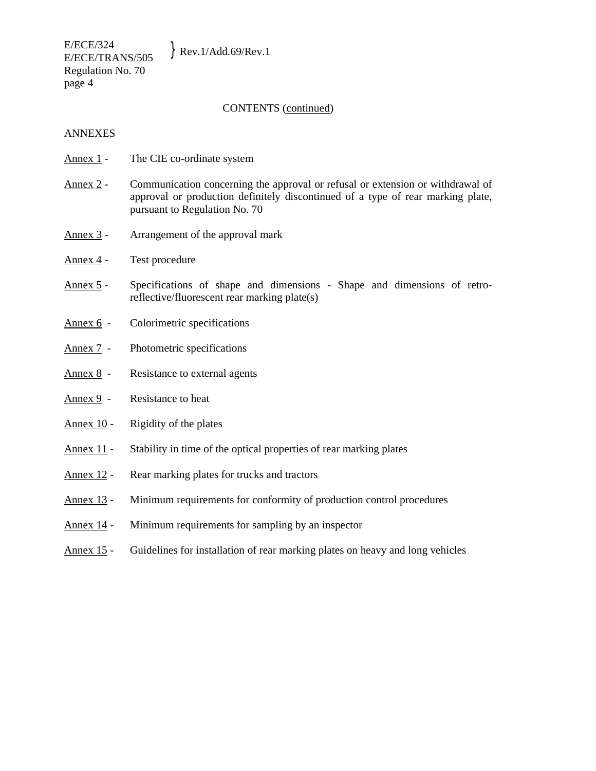CONTENTS (continued)

ANNEXES

Annex 1 - The CIE co-ordinate system

Annex 2 - Communication concerning the approval or refusal or extension or withdrawal of approval or production definitely discontinued of a type of rear marking plate, pursuant to Regulation No. 70

Annex 3 - Arrangement of the approval mark

Annex 4 - Test procedure

Annex 5 - Specifications of shape and dimensions - Shape and dimensions of retro-reflective/fluorescent rear marking plate(s)

Annex 6 - Colorimetric specifications

Annex 7 - Photometric specifications

Annex 8 - Resistance to external agents

Annex 9 - Resistance to heat

Annex 10 - Rigidity of the plates

Annex 11 - Stability in time of the optical properties of rear marking plates

Annex 12 - Rear marking plates for trucks and tractors

Annex 13 - Minimum requirements for conformity of production control procedures

Annex 14 - Minimum requirements for sampling by an inspector

Annex 15 - Guidelines for installation of rear marking plates on heavy and long vehicles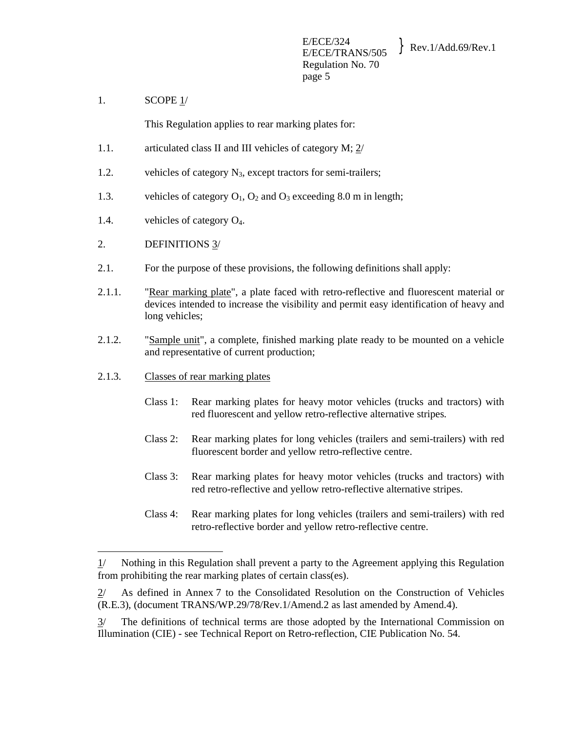1. SCOPE [1]

This Regulation applies to rear marking plates for:

1.1. articulated class II and III vehicles of category M; [2]

1.2. vehicles of category $N_3$, except tractors for semi-trailers;

1.3. vehicles of category $O_1$, $O_2$ and $O_3$ exceeding 8.0 m in length;

1.4. vehicles of category $O_4$.

2. DEFINITIONS [3]

2.1. For the purpose of these provisions, the following definitions shall apply:

2.1.1. "Rear marking plate", a plate faced with retro-reflective and fluorescent material or devices intended to increase the visibility and permit easy identification of heavy and long vehicles;

2.1.2. "Sample unit", a complete, finished marking plate ready to be mounted on a vehicle and representative of current production;

2.1.3. Classes of rear marking plates

Class 1: Rear marking plates for heavy motor vehicles (trucks and tractors) with red fluorescent and yellow retro-reflective alternative stripes.

Class 2: Rear marking plates for long vehicles (trailers and semi-trailers) with red fluorescent border and yellow retro-reflective centre.

Class 3: Rear marking plates for heavy motor vehicles (trucks and tractors) with red retro-reflective and yellow retro-reflective alternative stripes.

Class 4: Rear marking plates for long vehicles (trailers and semi-trailers) with red retro-reflective border and yellow retro-reflective centre.

---

1/ Nothing in this Regulation shall prevent a party to the Agreement applying this Regulation from prohibiting the rear marking plates of certain class(es).

2/ As defined in Annex 7 to the Consolidated Resolution on the Construction of Vehicles (R.E.3), (document TRANS/WP.29/78/Rev.1/Amend.2 as last amended by Amend.4).

3/ The definitions of technical terms are those adopted by the International Commission on Illumination (CIE) - see Technical Report on Retro-reflection, CIE Publication No. 54.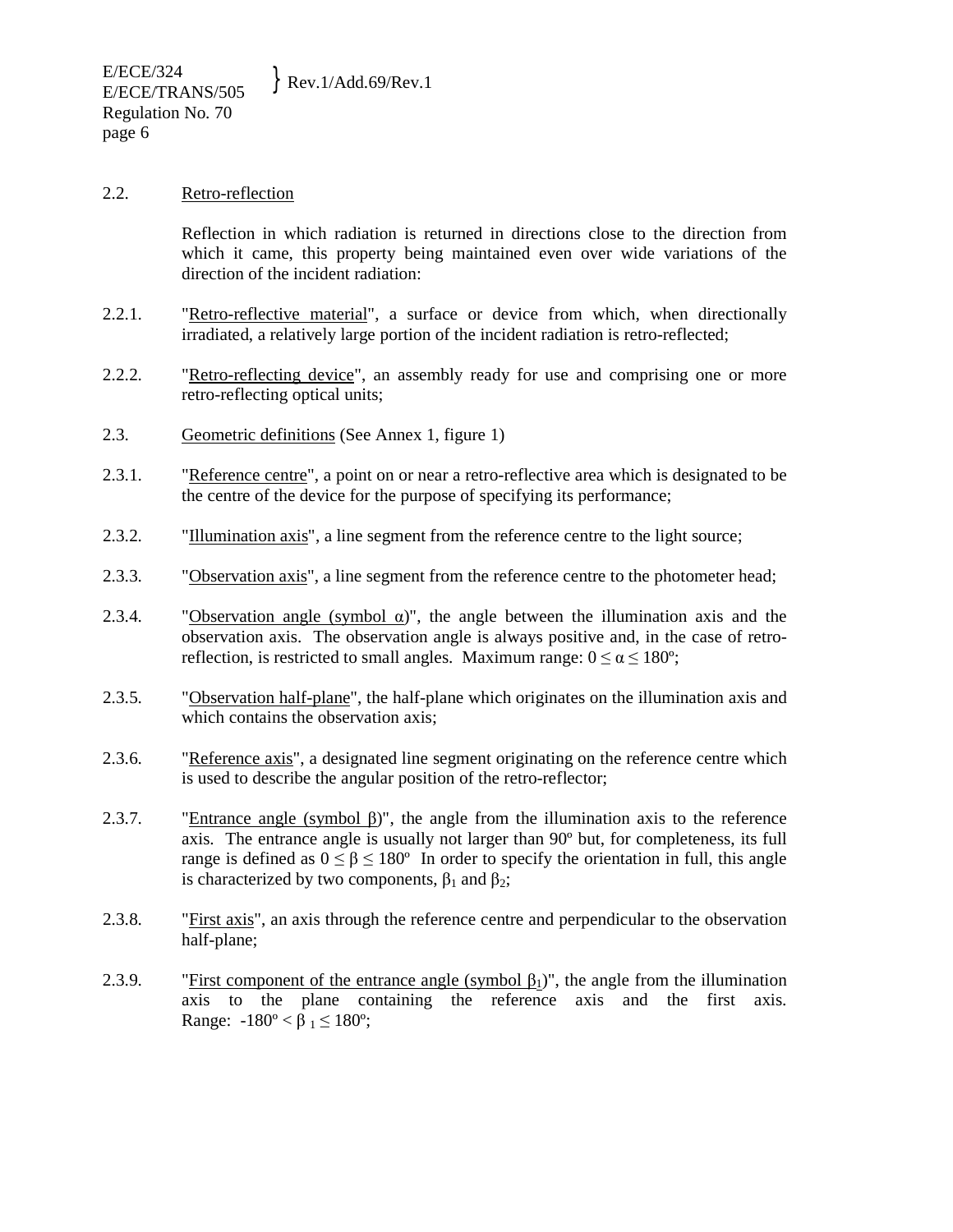2.2. Retro-reflection

Reflection in which radiation is returned in directions close to the direction from which it came, this property being maintained even over wide variations of the direction of the incident radiation:

2.2.1. "Retro-reflective material", a surface or device from which, when directionally irradiated, a relatively large portion of the incident radiation is retro-reflected;

2.2.2. "Retro-reflecting device", an assembly ready for use and comprising one or more retro-reflecting optical units;

2.3. Geometric definitions (See Annex 1, figure 1)

2.3.1. "Reference centre", a point on or near a retro-reflective area which is designated to be the centre of the device for the purpose of specifying its performance;

2.3.2. "Illumination axis", a line segment from the reference centre to the light source;

2.3.3. "Observation axis", a line segment from the reference centre to the photometer head;

2.3.4. "Observation angle (symbol $\alpha$)", the angle between the illumination axis and the observation axis. The observation angle is always positive and, in the case of retro-reflection, is restricted to small angles. Maximum range: $0 \leq \alpha \leq 180^{\circ}$;

2.3.5. "Observation half-plane", the half-plane which originates on the illumination axis and which contains the observation axis;

2.3.6. "Reference axis", a designated line segment originating on the reference centre which is used to describe the angular position of the retro-reflector;

2.3.7. "Entrance angle (symbol $\beta$)", the angle from the illumination axis to the reference axis. The entrance angle is usually not larger than 90º but, for completeness, its full range is defined as $0 \leq \beta \leq 180^{\circ}$ In order to specify the orientation in full, this angle is characterized by two components, $\beta_1$ and $\beta_2$;

2.3.8. "First axis", an axis through the reference centre and perpendicular to the observation half-plane;

2.3.9. "First component of the entrance angle (symbol $\beta_1$)", the angle from the illumination axis to the plane containing the reference axis and the first axis. Range: $-180^{\circ} < \beta_1 \leq 180^{\circ}$;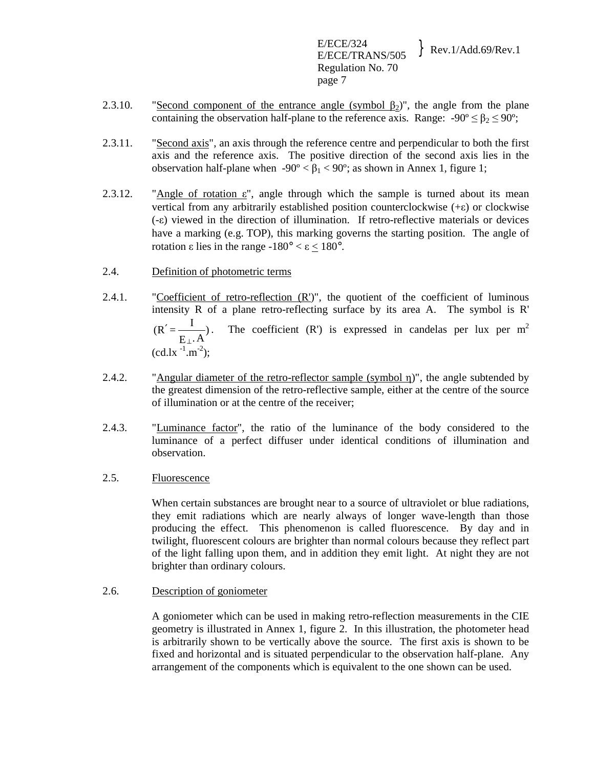2.3.10. "Second component of the entrance angle (symbol $\beta_2$)", the angle from the plane containing the observation half-plane to the reference axis. Range: $-90º \leq \beta_2 \leq 90º$;

2.3.11. "Second axis", an axis through the reference centre and perpendicular to both the first axis and the reference axis. The positive direction of the second axis lies in the observation half-plane when $-90º < \beta_1 < 90º$; as shown in Annex 1, figure 1;

2.3.12. "Angle of rotation $\varepsilon$", angle through which the sample is turned about its mean vertical from any arbitrarily established position counterclockwise ($+\varepsilon$) or clockwise ($-\varepsilon$) viewed in the direction of illumination. If retro-reflective materials or devices have a marking (e.g. TOP), this marking governs the starting position. The angle of rotation $\varepsilon$ lies in the range $-180° < \varepsilon \leq 180°$.

2.4. Definition of photometric terms

2.4.1. "Coefficient of retro-reflection (R')", the quotient of the coefficient of luminous intensity R of a plane retro-reflecting surface by its area A. The symbol is R' $(R' = \frac{I}{E_{\perp}.A})$. The coefficient (R') is expressed in candelas per lux per $m^2$ ($cd.lx^{-1}.m^{-2}$);

2.4.2. "Angular diameter of the retro-reflector sample (symbol $\eta$)", the angle subtended by the greatest dimension of the retro-reflective sample, either at the centre of the source of illumination or at the centre of the receiver;

2.4.3. "Luminance factor", the ratio of the luminance of the body considered to the luminance of a perfect diffuser under identical conditions of illumination and observation.

2.5. Fluorescence

When certain substances are brought near to a source of ultraviolet or blue radiations, they emit radiations which are nearly always of longer wave-length than those producing the effect. This phenomenon is called fluorescence. By day and in twilight, fluorescent colours are brighter than normal colours because they reflect part of the light falling upon them, and in addition they emit light. At night they are not brighter than ordinary colours.

2.6. Description of goniometer

A goniometer which can be used in making retro-reflection measurements in the CIE geometry is illustrated in Annex 1, figure 2. In this illustration, the photometer head is arbitrarily shown to be vertically above the source. The first axis is shown to be fixed and horizontal and is situated perpendicular to the observation half-plane. Any arrangement of the components which is equivalent to the one shown can be used.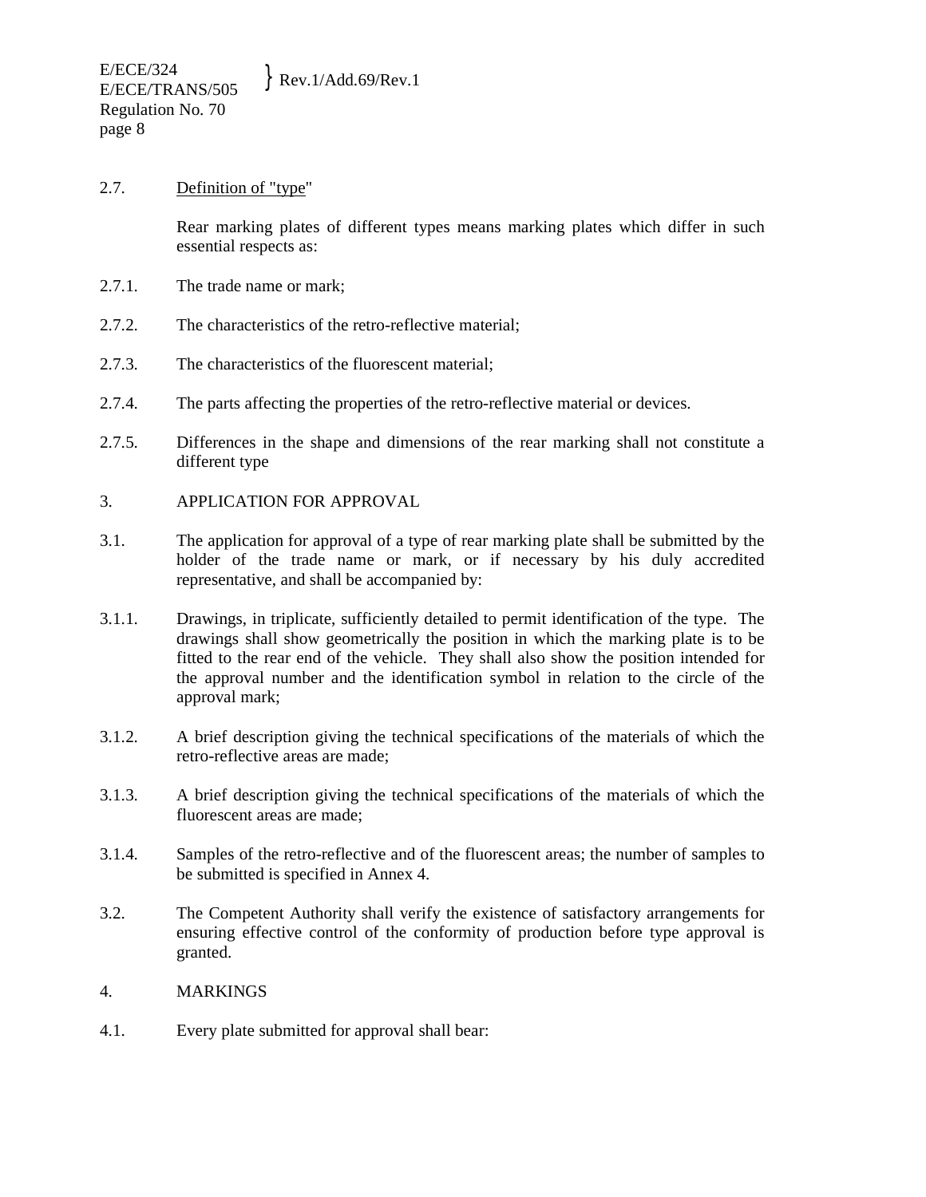2.7. Definition of "type"

Rear marking plates of different types means marking plates which differ in such essential respects as:

2.7.1. The trade name or mark;

2.7.2. The characteristics of the retro-reflective material;

2.7.3. The characteristics of the fluorescent material;

2.7.4. The parts affecting the properties of the retro-reflective material or devices.

2.7.5. Differences in the shape and dimensions of the rear marking shall not constitute a different type

3. APPLICATION FOR APPROVAL

3.1. The application for approval of a type of rear marking plate shall be submitted by the holder of the trade name or mark, or if necessary by his duly accredited representative, and shall be accompanied by:

3.1.1. Drawings, in triplicate, sufficiently detailed to permit identification of the type. The drawings shall show geometrically the position in which the marking plate is to be fitted to the rear end of the vehicle. They shall also show the position intended for the approval number and the identification symbol in relation to the circle of the approval mark;

3.1.2. A brief description giving the technical specifications of the materials of which the retro-reflective areas are made;

3.1.3. A brief description giving the technical specifications of the materials of which the fluorescent areas are made;

3.1.4. Samples of the retro-reflective and of the fluorescent areas; the number of samples to be submitted is specified in Annex 4.

3.2. The Competent Authority shall verify the existence of satisfactory arrangements for ensuring effective control of the conformity of production before type approval is granted.

4. MARKINGS

4.1. Every plate submitted for approval shall bear: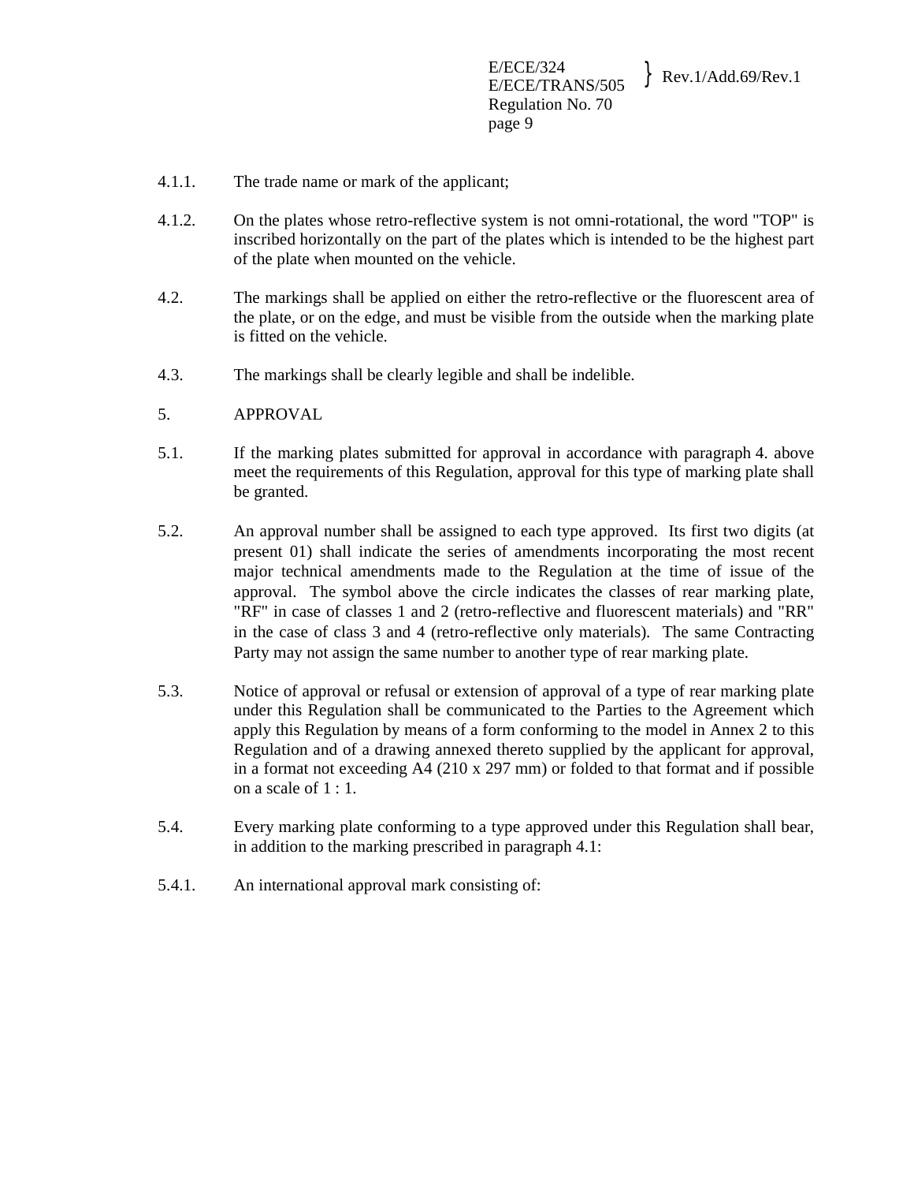4.1.1. The trade name or mark of the applicant;

4.1.2. On the plates whose retro-reflective system is not omni-rotational, the word "TOP" is inscribed horizontally on the part of the plates which is intended to be the highest part of the plate when mounted on the vehicle.

4.2. The markings shall be applied on either the retro-reflective or the fluorescent area of the plate, or on the edge, and must be visible from the outside when the marking plate is fitted on the vehicle.

4.3. The markings shall be clearly legible and shall be indelible.

## 5. APPROVAL

5.1. If the marking plates submitted for approval in accordance with paragraph 4. above meet the requirements of this Regulation, approval for this type of marking plate shall be granted.

5.2. An approval number shall be assigned to each type approved. Its first two digits (at present 01) shall indicate the series of amendments incorporating the most recent major technical amendments made to the Regulation at the time of issue of the approval. The symbol above the circle indicates the classes of rear marking plate, "RF" in case of classes 1 and 2 (retro-reflective and fluorescent materials) and "RR" in the case of class 3 and 4 (retro-reflective only materials). The same Contracting Party may not assign the same number to another type of rear marking plate.

5.3. Notice of approval or refusal or extension of approval of a type of rear marking plate under this Regulation shall be communicated to the Parties to the Agreement which apply this Regulation by means of a form conforming to the model in Annex 2 to this Regulation and of a drawing annexed thereto supplied by the applicant for approval, in a format not exceeding A4 (210 x 297 mm) or folded to that format and if possible on a scale of 1 : 1.

5.4. Every marking plate conforming to a type approved under this Regulation shall bear, in addition to the marking prescribed in paragraph 4.1:

5.4.1. An international approval mark consisting of: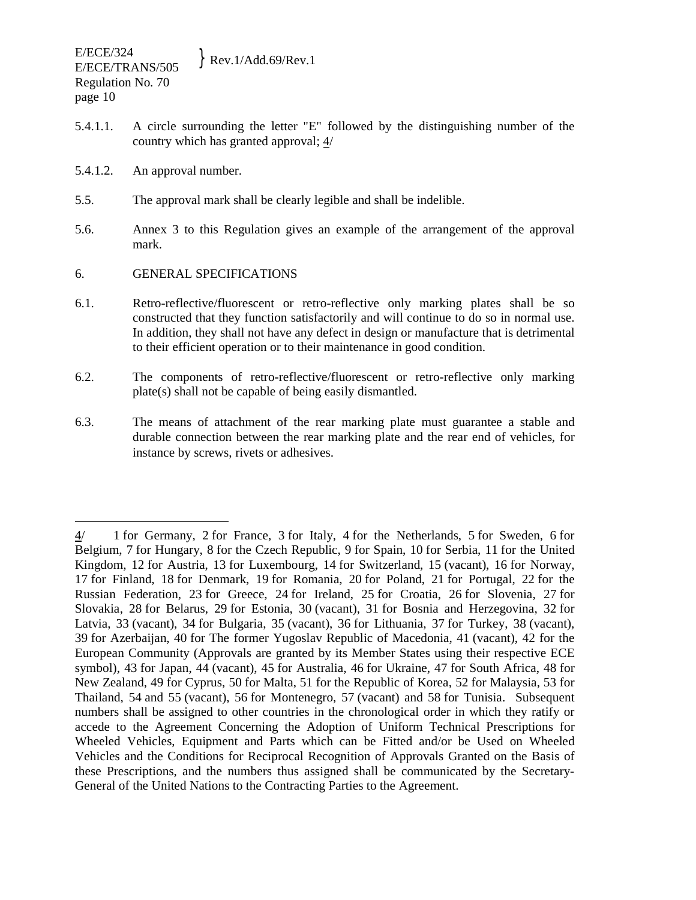5.4.1.1. A circle surrounding the letter "E" followed by the distinguishing number of the country which has granted approval; 4/

5.4.1.2. An approval number.

5.5. The approval mark shall be clearly legible and shall be indelible.

5.6. Annex 3 to this Regulation gives an example of the arrangement of the approval mark.

## 6. GENERAL SPECIFICATIONS

6.1. Retro-reflective/fluorescent or retro-reflective only marking plates shall be so constructed that they function satisfactorily and will continue to do so in normal use. In addition, they shall not have any defect in design or manufacture that is detrimental to their efficient operation or to their maintenance in good condition.

6.2. The components of retro-reflective/fluorescent or retro-reflective only marking plate(s) shall not be capable of being easily dismantled.

6.3. The means of attachment of the rear marking plate must guarantee a stable and durable connection between the rear marking plate and the rear end of vehicles, for instance by screws, rivets or adhesives.

---

4/ 1 for Germany, 2 for France, 3 for Italy, 4 for the Netherlands, 5 for Sweden, 6 for Belgium, 7 for Hungary, 8 for the Czech Republic, 9 for Spain, 10 for Serbia, 11 for the United Kingdom, 12 for Austria, 13 for Luxembourg, 14 for Switzerland, 15 (vacant), 16 for Norway, 17 for Finland, 18 for Denmark, 19 for Romania, 20 for Poland, 21 for Portugal, 22 for the Russian Federation, 23 for Greece, 24 for Ireland, 25 for Croatia, 26 for Slovenia, 27 for Slovakia, 28 for Belarus, 29 for Estonia, 30 (vacant), 31 for Bosnia and Herzegovina, 32 for Latvia, 33 (vacant), 34 for Bulgaria, 35 (vacant), 36 for Lithuania, 37 for Turkey, 38 (vacant), 39 for Azerbaijan, 40 for The former Yugoslav Republic of Macedonia, 41 (vacant), 42 for the European Community (Approvals are granted by its Member States using their respective ECE symbol), 43 for Japan, 44 (vacant), 45 for Australia, 46 for Ukraine, 47 for South Africa, 48 for New Zealand, 49 for Cyprus, 50 for Malta, 51 for the Republic of Korea, 52 for Malaysia, 53 for Thailand, 54 and 55 (vacant), 56 for Montenegro, 57 (vacant) and 58 for Tunisia. Subsequent numbers shall be assigned to other countries in the chronological order in which they ratify or accede to the Agreement Concerning the Adoption of Uniform Technical Prescriptions for Wheeled Vehicles, Equipment and Parts which can be Fitted and/or be Used on Wheeled Vehicles and the Conditions for Reciprocal Recognition of Approvals Granted on the Basis of these Prescriptions, and the numbers thus assigned shall be communicated by the Secretary-General of the United Nations to the Contracting Parties to the Agreement.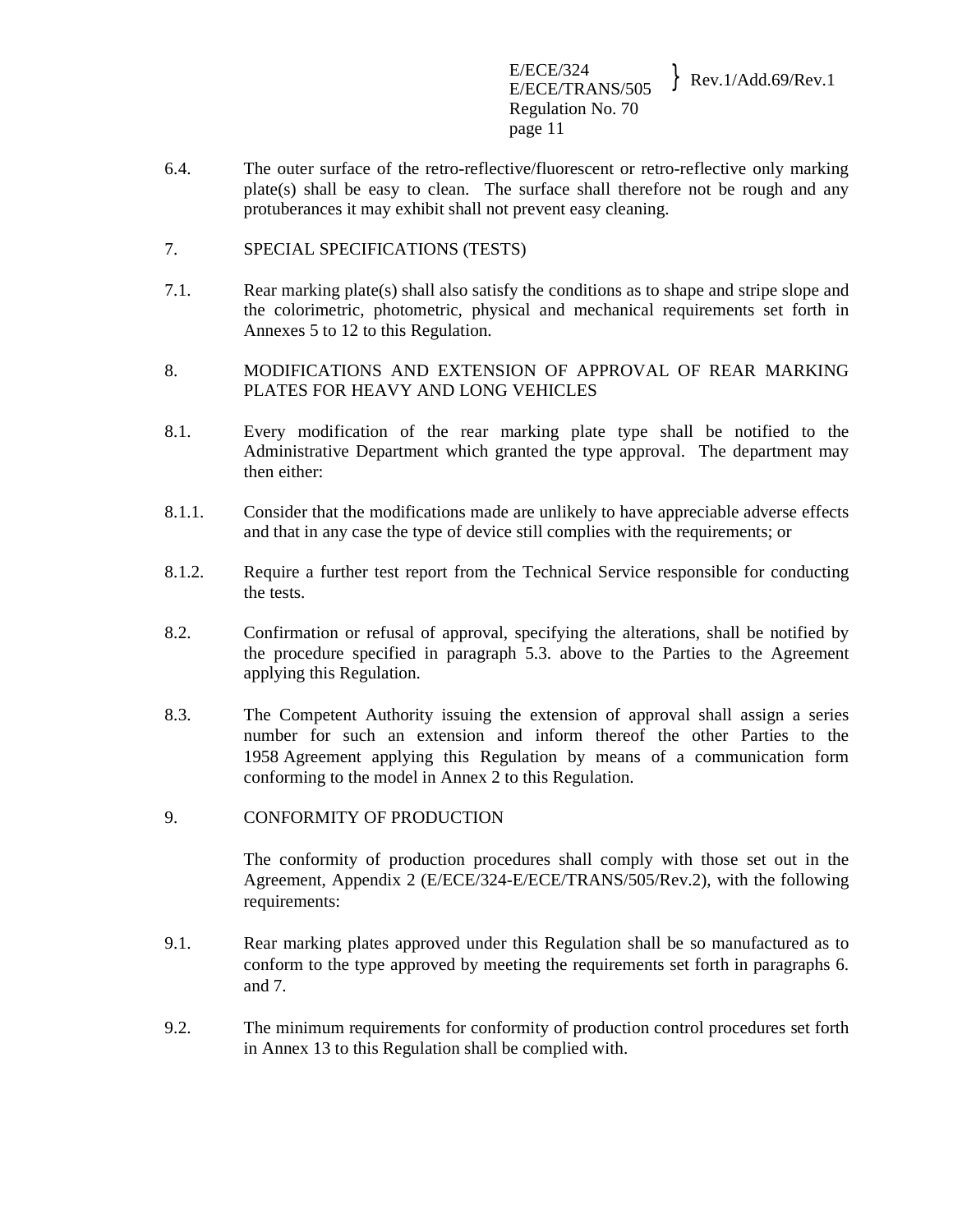6.4. The outer surface of the retro-reflective/fluorescent or retro-reflective only marking plate(s) shall be easy to clean. The surface shall therefore not be rough and any protuberances it may exhibit shall not prevent easy cleaning.

7. SPECIAL SPECIFICATIONS (TESTS)

7.1. Rear marking plate(s) shall also satisfy the conditions as to shape and stripe slope and the colorimetric, photometric, physical and mechanical requirements set forth in Annexes 5 to 12 to this Regulation.

8. MODIFICATIONS AND EXTENSION OF APPROVAL OF REAR MARKING PLATES FOR HEAVY AND LONG VEHICLES

8.1. Every modification of the rear marking plate type shall be notified to the Administrative Department which granted the type approval. The department may then either:

8.1.1. Consider that the modifications made are unlikely to have appreciable adverse effects and that in any case the type of device still complies with the requirements; or

8.1.2. Require a further test report from the Technical Service responsible for conducting the tests.

8.2. Confirmation or refusal of approval, specifying the alterations, shall be notified by the procedure specified in paragraph 5.3. above to the Parties to the Agreement applying this Regulation.

8.3. The Competent Authority issuing the extension of approval shall assign a series number for such an extension and inform thereof the other Parties to the 1958 Agreement applying this Regulation by means of a communication form conforming to the model in Annex 2 to this Regulation.

9. CONFORMITY OF PRODUCTION

The conformity of production procedures shall comply with those set out in the Agreement, Appendix 2 (E/ECE/324-E/ECE/TRANS/505/Rev.2), with the following requirements:

9.1. Rear marking plates approved under this Regulation shall be so manufactured as to conform to the type approved by meeting the requirements set forth in paragraphs 6. and 7.

9.2. The minimum requirements for conformity of production control procedures set forth in Annex 13 to this Regulation shall be complied with.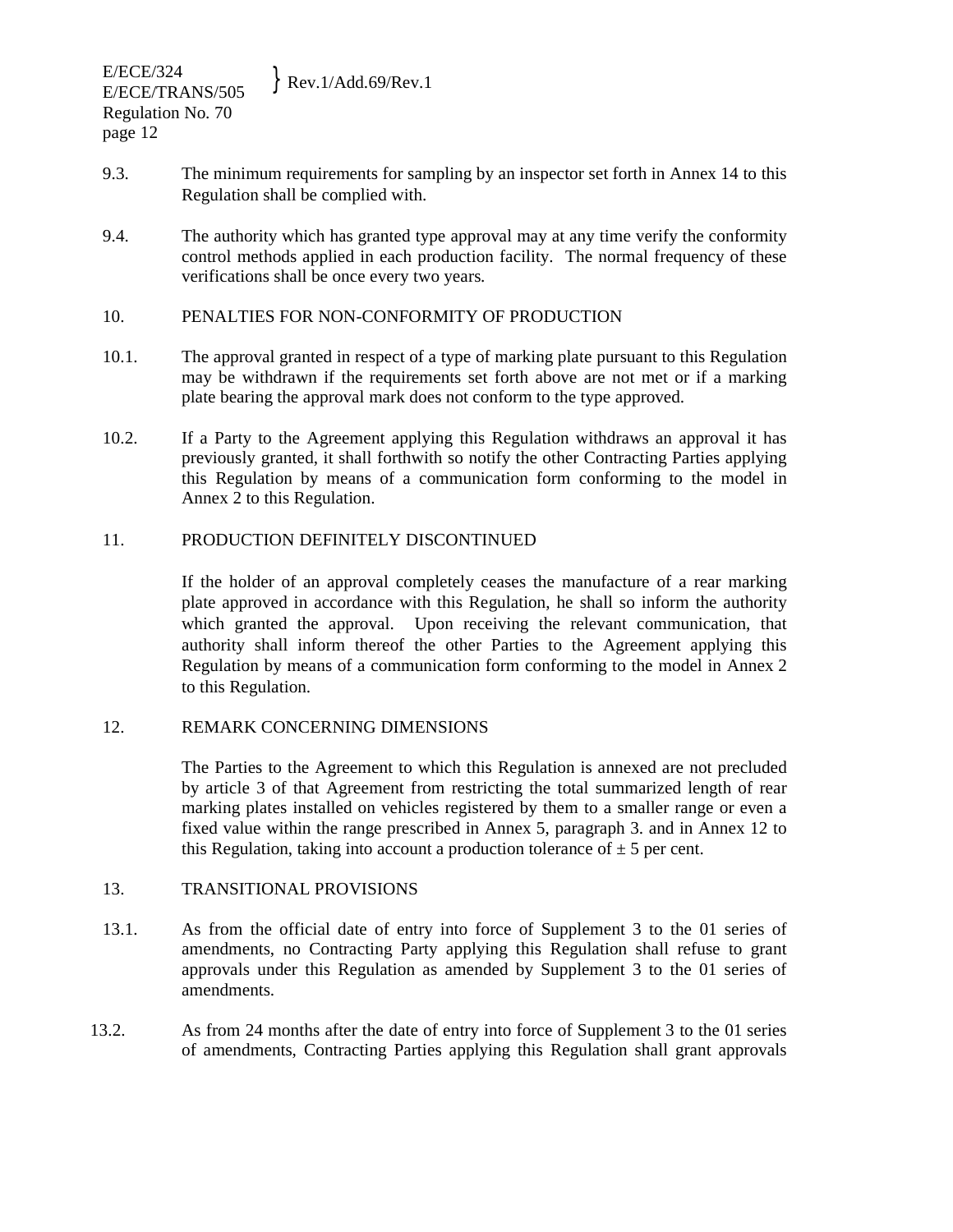9.3. The minimum requirements for sampling by an inspector set forth in Annex 14 to this Regulation shall be complied with.

9.4. The authority which has granted type approval may at any time verify the conformity control methods applied in each production facility. The normal frequency of these verifications shall be once every two years.

## 10. PENALTIES FOR NON-CONFORMITY OF PRODUCTION

10.1. The approval granted in respect of a type of marking plate pursuant to this Regulation may be withdrawn if the requirements set forth above are not met or if a marking plate bearing the approval mark does not conform to the type approved.

10.2. If a Party to the Agreement applying this Regulation withdraws an approval it has previously granted, it shall forthwith so notify the other Contracting Parties applying this Regulation by means of a communication form conforming to the model in Annex 2 to this Regulation.

## 11. PRODUCTION DEFINITELY DISCONTINUED

If the holder of an approval completely ceases the manufacture of a rear marking plate approved in accordance with this Regulation, he shall so inform the authority which granted the approval. Upon receiving the relevant communication, that authority shall inform thereof the other Parties to the Agreement applying this Regulation by means of a communication form conforming to the model in Annex 2 to this Regulation.

## 12. REMARK CONCERNING DIMENSIONS

The Parties to the Agreement to which this Regulation is annexed are not precluded by article 3 of that Agreement from restricting the total summarized length of rear marking plates installed on vehicles registered by them to a smaller range or even a fixed value within the range prescribed in Annex 5, paragraph 3. and in Annex 12 to this Regulation, taking into account a production tolerance of ± 5 per cent.

## 13. TRANSITIONAL PROVISIONS

13.1. As from the official date of entry into force of Supplement 3 to the 01 series of amendments, no Contracting Party applying this Regulation shall refuse to grant approvals under this Regulation as amended by Supplement 3 to the 01 series of amendments.

13.2. As from 24 months after the date of entry into force of Supplement 3 to the 01 series of amendments, Contracting Parties applying this Regulation shall grant approvals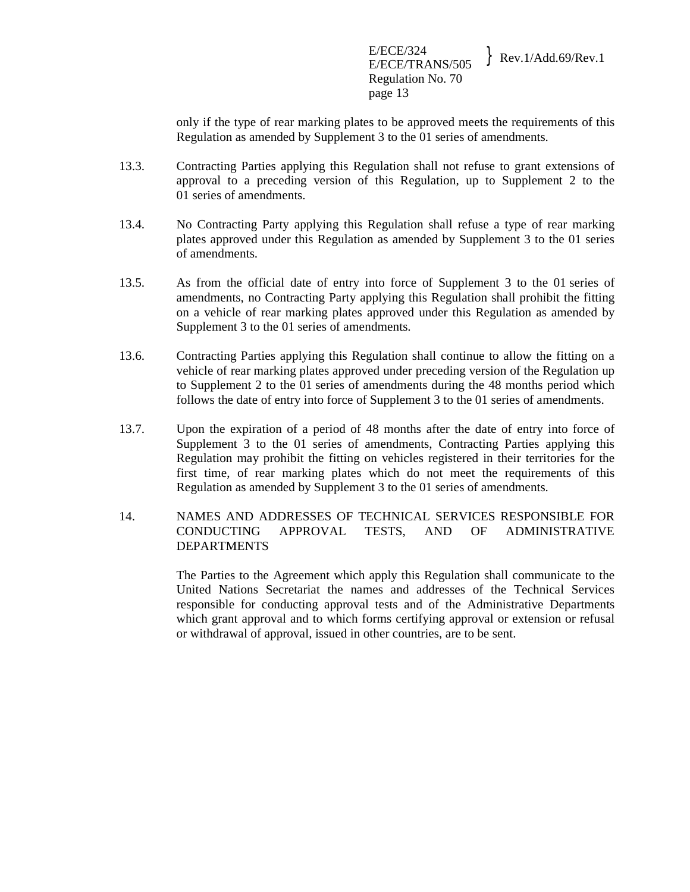only if the type of rear marking plates to be approved meets the requirements of this Regulation as amended by Supplement 3 to the 01 series of amendments.

13.3. Contracting Parties applying this Regulation shall not refuse to grant extensions of approval to a preceding version of this Regulation, up to Supplement 2 to the 01 series of amendments.

13.4. No Contracting Party applying this Regulation shall refuse a type of rear marking plates approved under this Regulation as amended by Supplement 3 to the 01 series of amendments.

13.5. As from the official date of entry into force of Supplement 3 to the 01 series of amendments, no Contracting Party applying this Regulation shall prohibit the fitting on a vehicle of rear marking plates approved under this Regulation as amended by Supplement 3 to the 01 series of amendments.

13.6. Contracting Parties applying this Regulation shall continue to allow the fitting on a vehicle of rear marking plates approved under preceding version of the Regulation up to Supplement 2 to the 01 series of amendments during the 48 months period which follows the date of entry into force of Supplement 3 to the 01 series of amendments.

13.7. Upon the expiration of a period of 48 months after the date of entry into force of Supplement 3 to the 01 series of amendments, Contracting Parties applying this Regulation may prohibit the fitting on vehicles registered in their territories for the first time, of rear marking plates which do not meet the requirements of this Regulation as amended by Supplement 3 to the 01 series of amendments.

## 14. NAMES AND ADDRESSES OF TECHNICAL SERVICES RESPONSIBLE FOR CONDUCTING APPROVAL TESTS, AND OF ADMINISTRATIVE DEPARTMENTS

The Parties to the Agreement which apply this Regulation shall communicate to the United Nations Secretariat the names and addresses of the Technical Services responsible for conducting approval tests and of the Administrative Departments which grant approval and to which forms certifying approval or extension or refusal or withdrawal of approval, issued in other countries, are to be sent.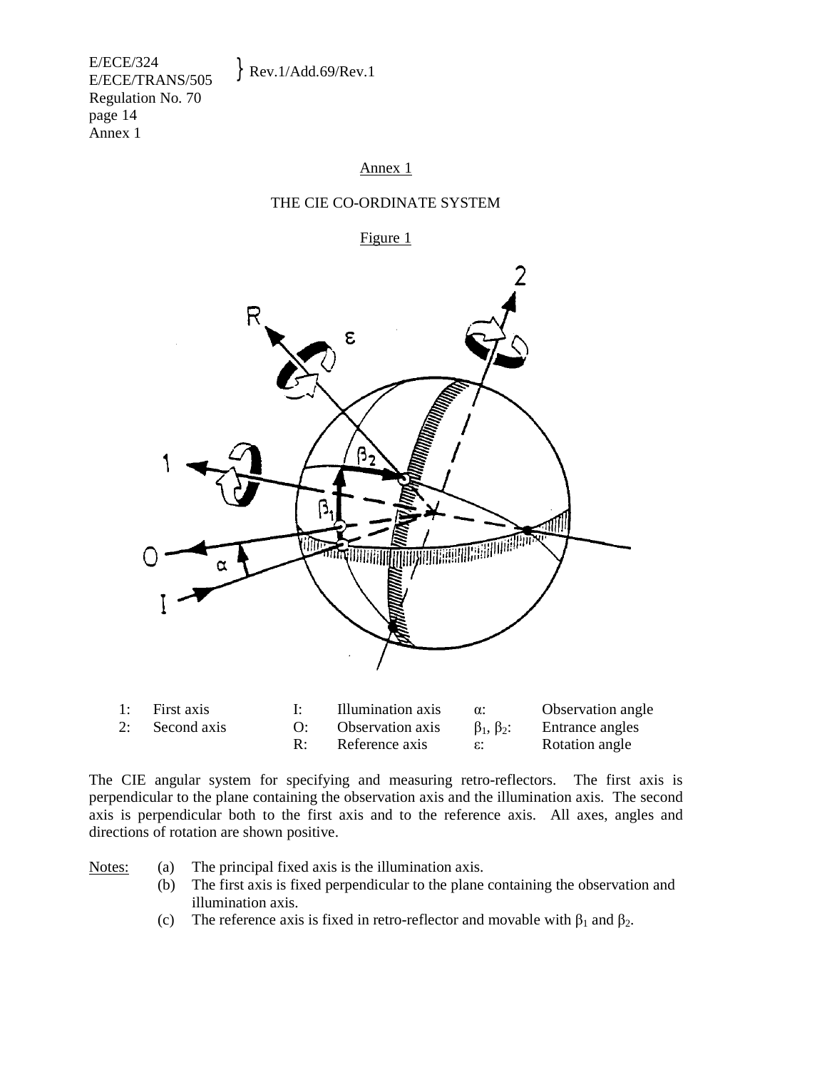# Annex 1

## THE CIE CO-ORDINATE SYSTEM

Figure 1

2

R

ε

1

$\beta_2$

$\beta_1$

O

α

I

| | | | | | |
|---|---|---|---|---|---|
| 1: | First axis | I: | Illumination axis | α: | Observation angle |
| 2: | Second axis | O: | Observation axis | $\beta_1$, $\beta_2$: | Entrance angles |
| | | R: | Reference axis | ε: | Rotation angle |

The CIE angular system for specifying and measuring retro-reflectors. The first axis is perpendicular to the plane containing the observation axis and the illumination axis. The second axis is perpendicular both to the first axis and to the reference axis. All axes, angles and directions of rotation are shown positive.

Notes:

(a) The principal fixed axis is the illumination axis.

(b) The first axis is fixed perpendicular to the plane containing the observation and illumination axis.

(c) The reference axis is fixed in retro-reflector and movable with $\beta_1$ and $\beta_2$.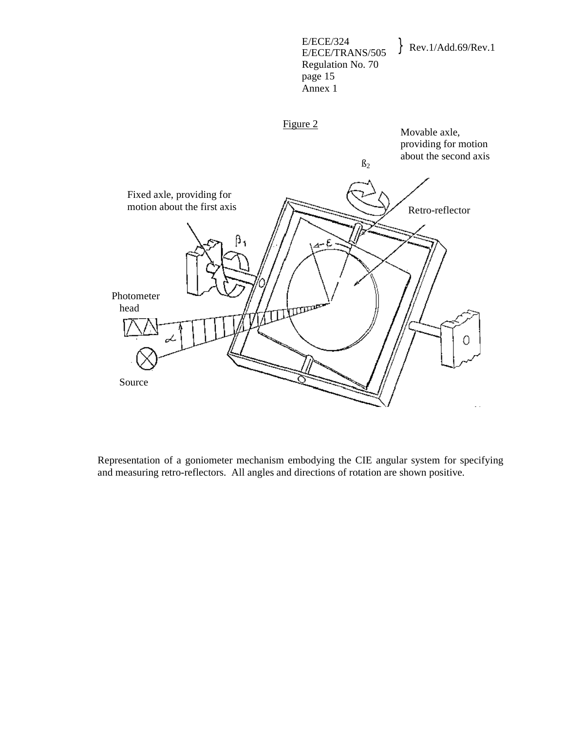Figure 2

Movable axle, providing for motion about the second axis

$\beta_2$

Fixed axle, providing for motion about the first axis

$\beta_1$

Retro-reflector

$\varepsilon$

Photometer head

$\alpha$

Source

Representation of a goniometer mechanism embodying the CIE angular system for specifying and measuring retro-reflectors. All angles and directions of rotation are shown positive.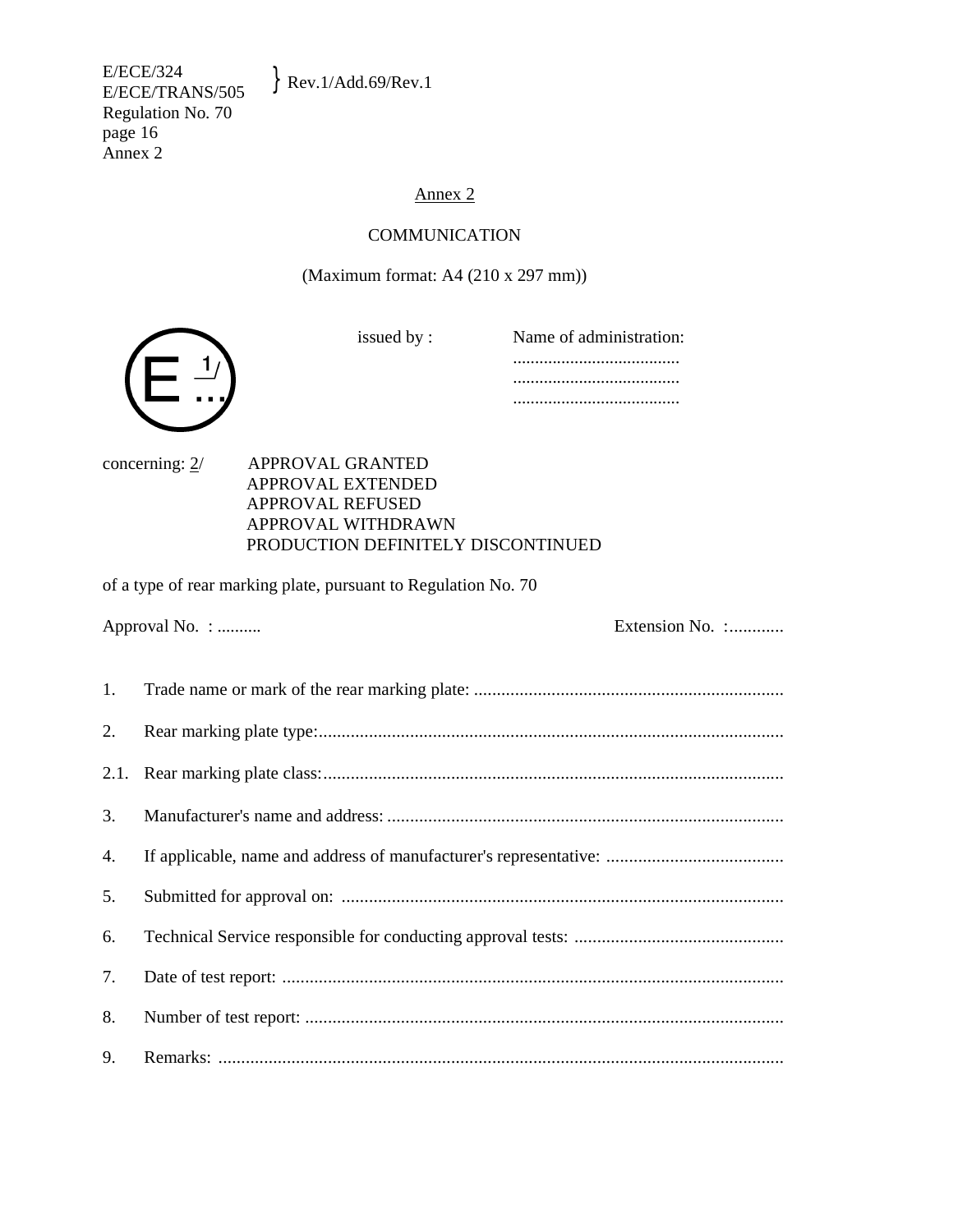## Annex 2

COMMUNICATION

(Maximum format: A4 (210 x 297 mm))

E 1/ ...

issued by : Name of administration:
......................................
......................................
......................................

concerning: 2/
APPROVAL GRANTED
APPROVAL EXTENDED
APPROVAL REFUSED
APPROVAL WITHDRAWN
PRODUCTION DEFINITELY DISCONTINUED

of a type of rear marking plate, pursuant to Regulation No. 70

Approval No. : .......... Extension No. :............

1. Trade name or mark of the rear marking plate: ....................................................................

2. Rear marking plate type:.......................................................................................................

2.1. Rear marking plate class:.....................................................................................................

3. Manufacturer's name and address: .......................................................................................

4. If applicable, name and address of manufacturer's representative: .......................................

5. Submitted for approval on: .................................................................................................

6. Technical Service responsible for conducting approval tests: ..............................................

7. Date of test report: ..............................................................................................................

8. Number of test report: .........................................................................................................

9. Remarks: ............................................................................................................................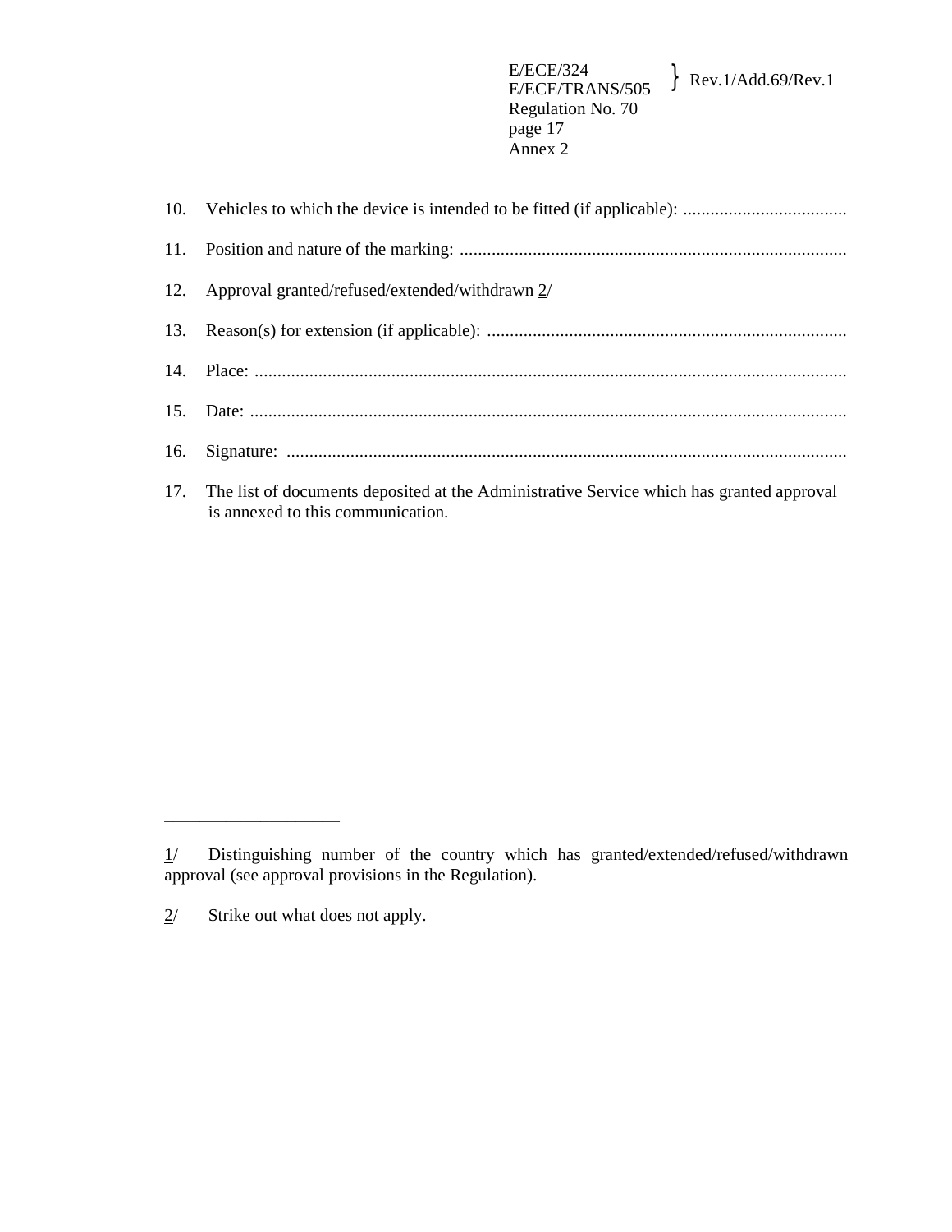10. Vehicles to which the device is intended to be fitted (if applicable): ....................................

11. Position and nature of the marking: .....................................................................................

12. Approval granted/refused/extended/withdrawn 2/

13. Reason(s) for extension (if applicable): ...............................................................................

14. Place: .................................................................................................................................

15. Date: ..................................................................................................................................

16. Signature: ..........................................................................................................................

17. The list of documents deposited at the Administrative Service which has granted approval is annexed to this communication.

---

1/ Distinguishing number of the country which has granted/extended/refused/withdrawn approval (see approval provisions in the Regulation).

2/ Strike out what does not apply.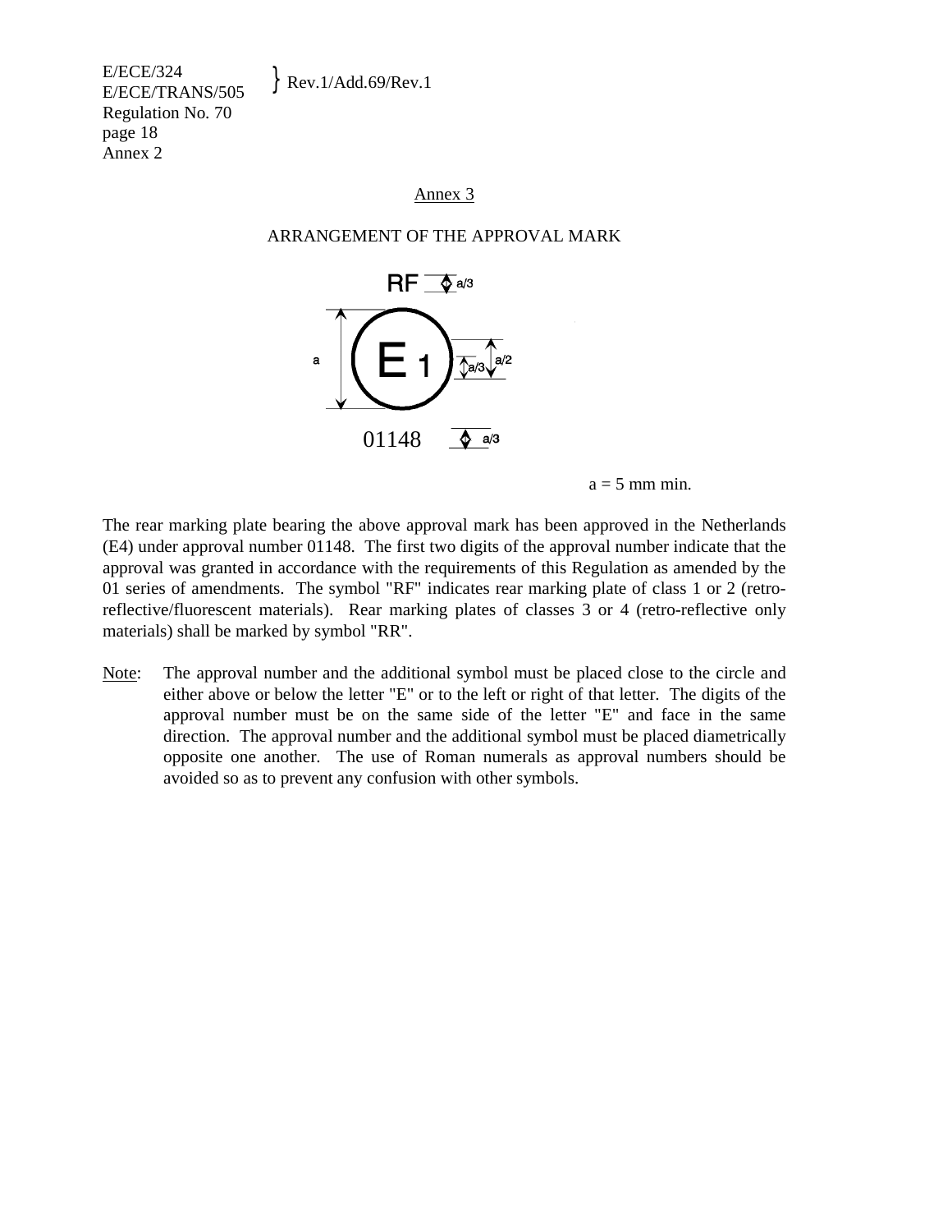Annex 3

ARRANGEMENT OF THE APPROVAL MARK

RF a/3

a

E 1

a/3 a/2

01148 a/3

a = 5 mm min.

The rear marking plate bearing the above approval mark has been approved in the Netherlands (E4) under approval number 01148. The first two digits of the approval number indicate that the approval was granted in accordance with the requirements of this Regulation as amended by the 01 series of amendments. The symbol "RF" indicates rear marking plate of class 1 or 2 (retro-reflective/fluorescent materials). Rear marking plates of classes 3 or 4 (retro-reflective only materials) shall be marked by symbol "RR".

Note: The approval number and the additional symbol must be placed close to the circle and either above or below the letter "E" or to the left or right of that letter. The digits of the approval number must be on the same side of the letter "E" and face in the same direction. The approval number and the additional symbol must be placed diametrically opposite one another. The use of Roman numerals as approval numbers should be avoided so as to prevent any confusion with other symbols.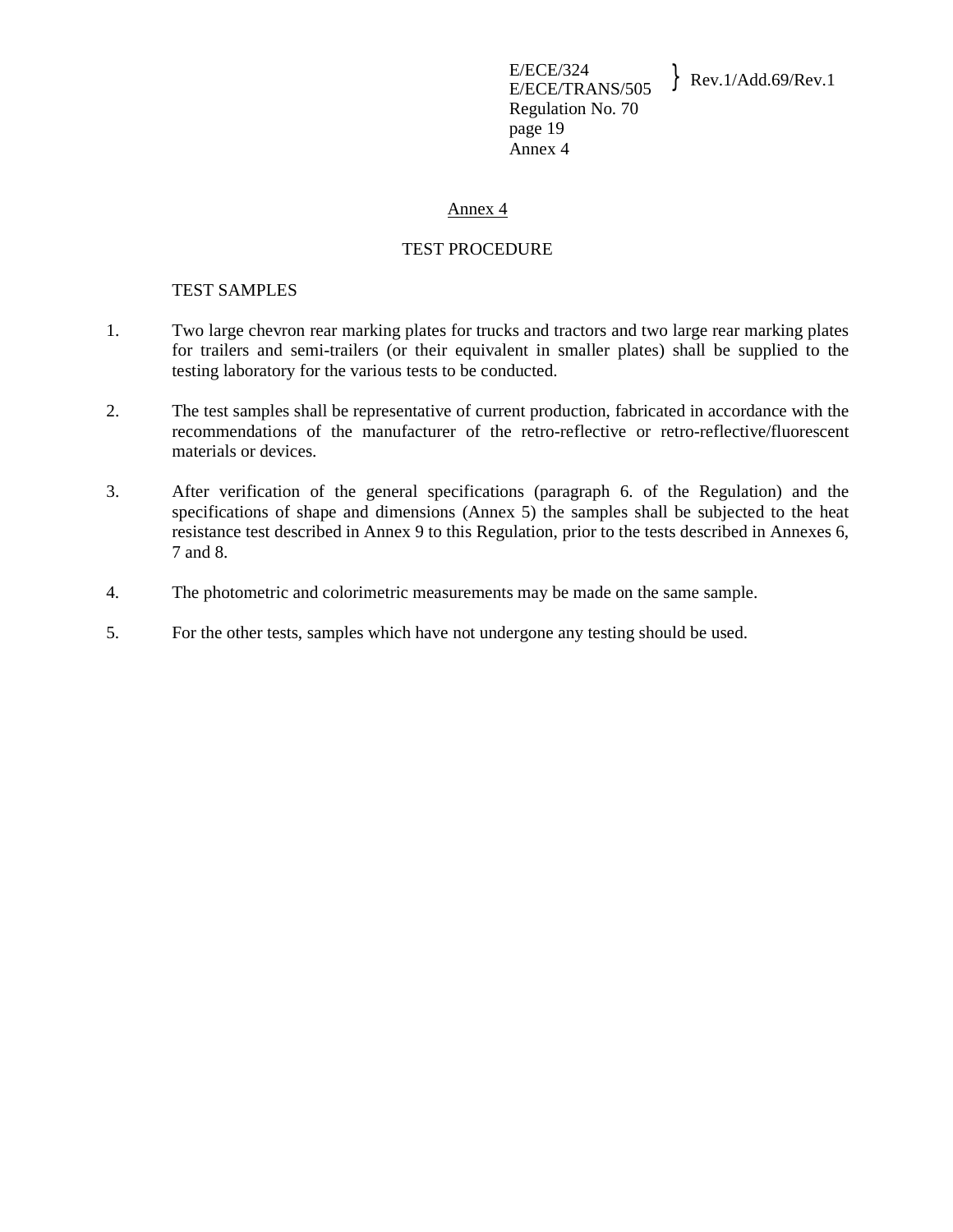## Annex 4

## TEST PROCEDURE

TEST SAMPLES

1. Two large chevron rear marking plates for trucks and tractors and two large rear marking plates for trailers and semi-trailers (or their equivalent in smaller plates) shall be supplied to the testing laboratory for the various tests to be conducted.

2. The test samples shall be representative of current production, fabricated in accordance with the recommendations of the manufacturer of the retro-reflective or retro-reflective/fluorescent materials or devices.

3. After verification of the general specifications (paragraph 6. of the Regulation) and the specifications of shape and dimensions (Annex 5) the samples shall be subjected to the heat resistance test described in Annex 9 to this Regulation, prior to the tests described in Annexes 6, 7 and 8.

4. The photometric and colorimetric measurements may be made on the same sample.

5. For the other tests, samples which have not undergone any testing should be used.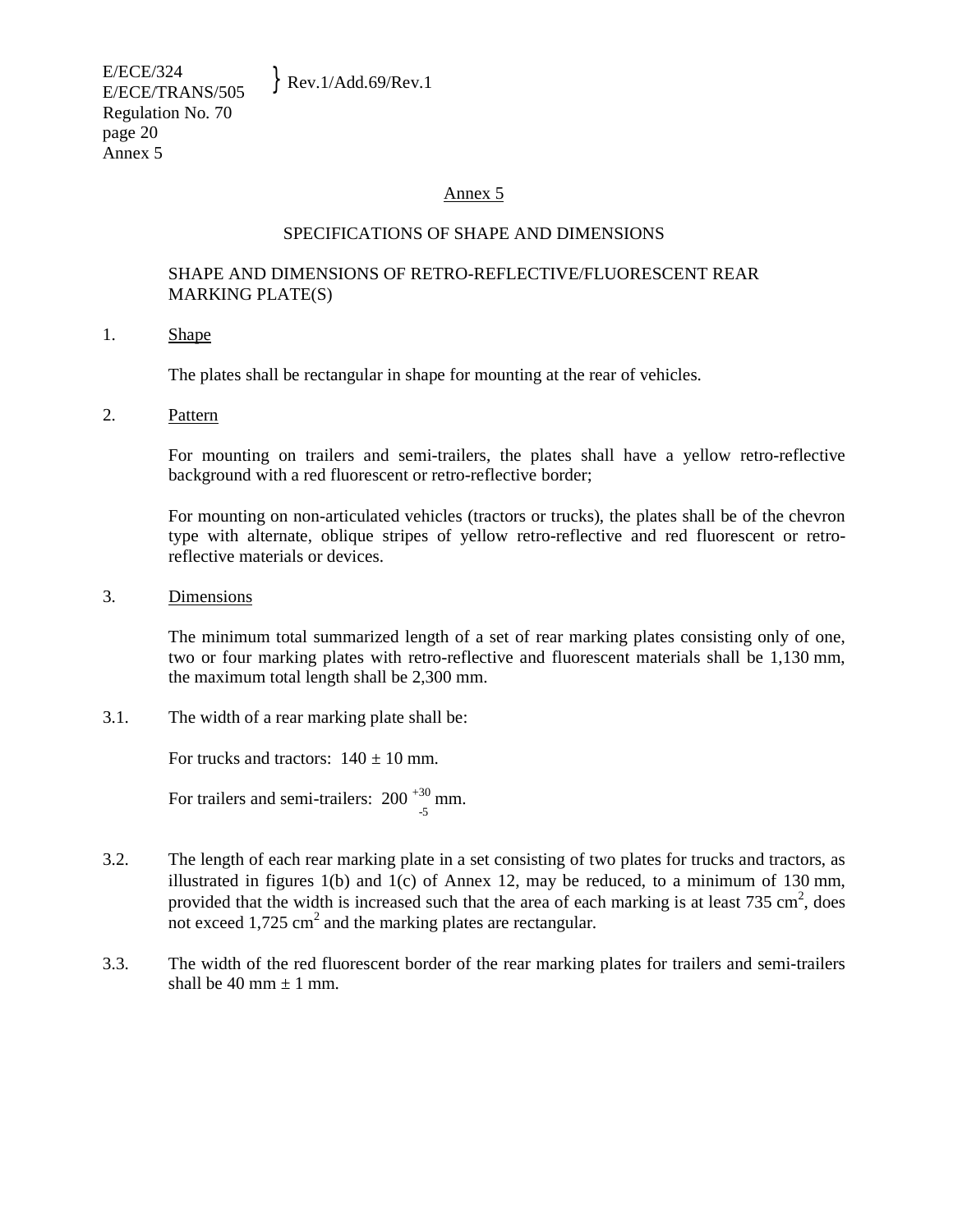## Annex 5

## SPECIFICATIONS OF SHAPE AND DIMENSIONS

### SHAPE AND DIMENSIONS OF RETRO-REFLECTIVE/FLUORESCENT REAR MARKING PLATE(S)

1. Shape

The plates shall be rectangular in shape for mounting at the rear of vehicles.

2. Pattern

For mounting on trailers and semi-trailers, the plates shall have a yellow retro-reflective background with a red fluorescent or retro-reflective border;

For mounting on non-articulated vehicles (tractors or trucks), the plates shall be of the chevron type with alternate, oblique stripes of yellow retro-reflective and red fluorescent or retro-reflective materials or devices.

3. Dimensions

The minimum total summarized length of a set of rear marking plates consisting only of one, two or four marking plates with retro-reflective and fluorescent materials shall be 1,130 mm, the maximum total length shall be 2,300 mm.

3.1. The width of a rear marking plate shall be:

For trucks and tractors: 140 ± 10 mm.

For trailers and semi-trailers: $200^{+30}_{-5}$ mm.

3.2. The length of each rear marking plate in a set consisting of two plates for trucks and tractors, as illustrated in figures 1(b) and 1(c) of Annex 12, may be reduced, to a minimum of 130 mm, provided that the width is increased such that the area of each marking is at least 735 $cm^2$, does not exceed 1,725 $cm^2$ and the marking plates are rectangular.

3.3. The width of the red fluorescent border of the rear marking plates for trailers and semi-trailers shall be 40 mm ± 1 mm.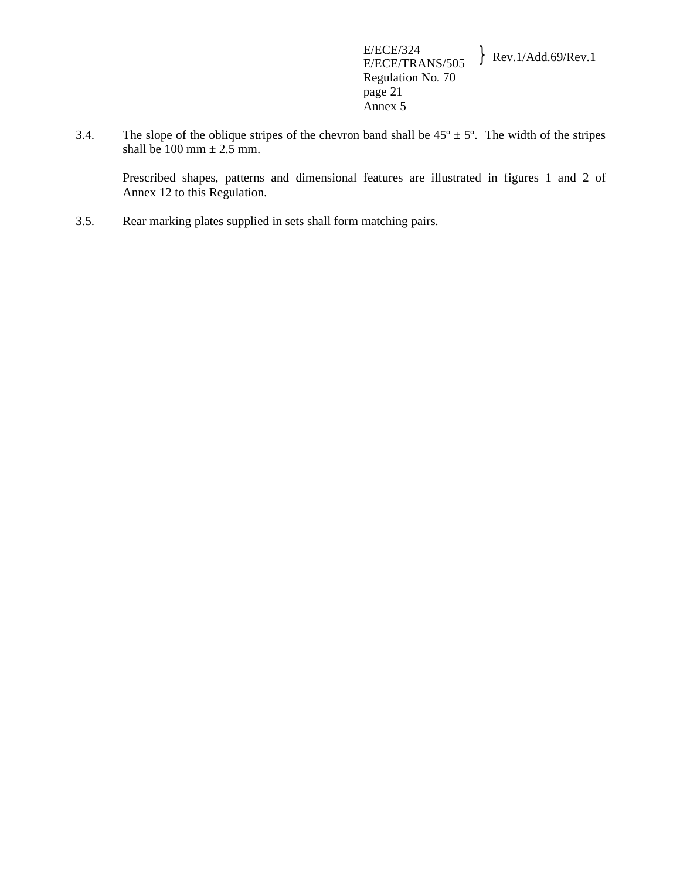3.4. The slope of the oblique stripes of the chevron band shall be 45º ± 5º. The width of the stripes shall be 100 mm ± 2.5 mm.

Prescribed shapes, patterns and dimensional features are illustrated in figures 1 and 2 of Annex 12 to this Regulation.

3.5. Rear marking plates supplied in sets shall form matching pairs.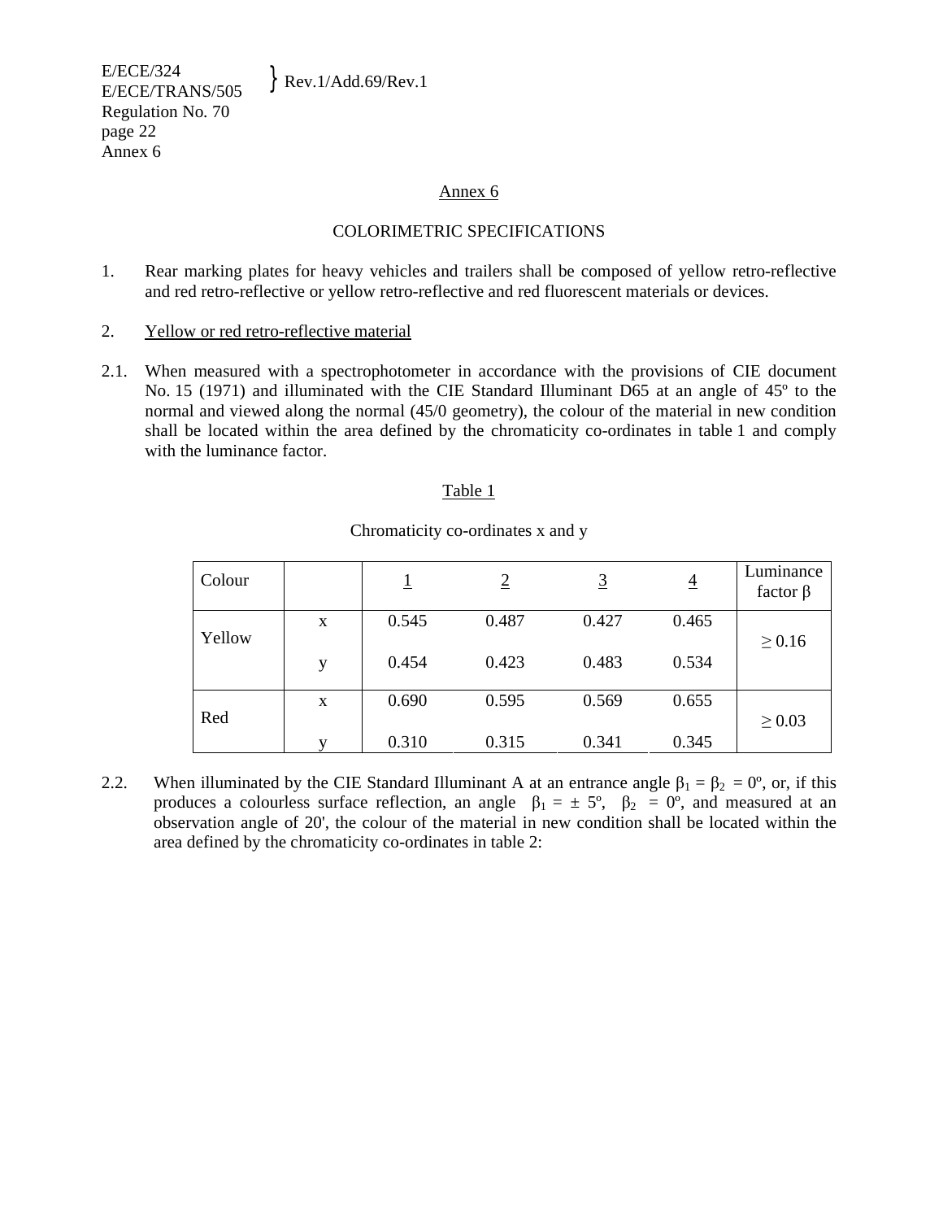## Annex 6

### COLORIMETRIC SPECIFICATIONS

1. Rear marking plates for heavy vehicles and trailers shall be composed of yellow retro-reflective and red retro-reflective or yellow retro-reflective and red fluorescent materials or devices.

2. Yellow or red retro-reflective material

2.1. When measured with a spectrophotometer in accordance with the provisions of CIE document No. 15 (1971) and illuminated with the CIE Standard Illuminant D65 at an angle of 45º to the normal and viewed along the normal (45/0 geometry), the colour of the material in new condition shall be located within the area defined by the chromaticity co-ordinates in table 1 and comply with the luminance factor.

Table 1

Chromaticity co-ordinates x and y

| Colour | | 1 | 2 | 3 | 4 | Luminance factor β |
|---|---|---|---|---|---|---|
| Yellow | x | 0.545 | 0.487 | 0.427 | 0.465 | ≥ 0.16 |
| | y | 0.454 | 0.423 | 0.483 | 0.534 | |
| Red | x | 0.690 | 0.595 | 0.569 | 0.655 | ≥ 0.03 |
| | y | 0.310 | 0.315 | 0.341 | 0.345 | |

2.2. When illuminated by the CIE Standard Illuminant A at an entrance angle $\beta_1 = \beta_2 = 0º$, or, if this produces a colourless surface reflection, an angle $\beta_1 = \pm 5º$, $\beta_2 = 0º$, and measured at an observation angle of 20', the colour of the material in new condition shall be located within the area defined by the chromaticity co-ordinates in table 2: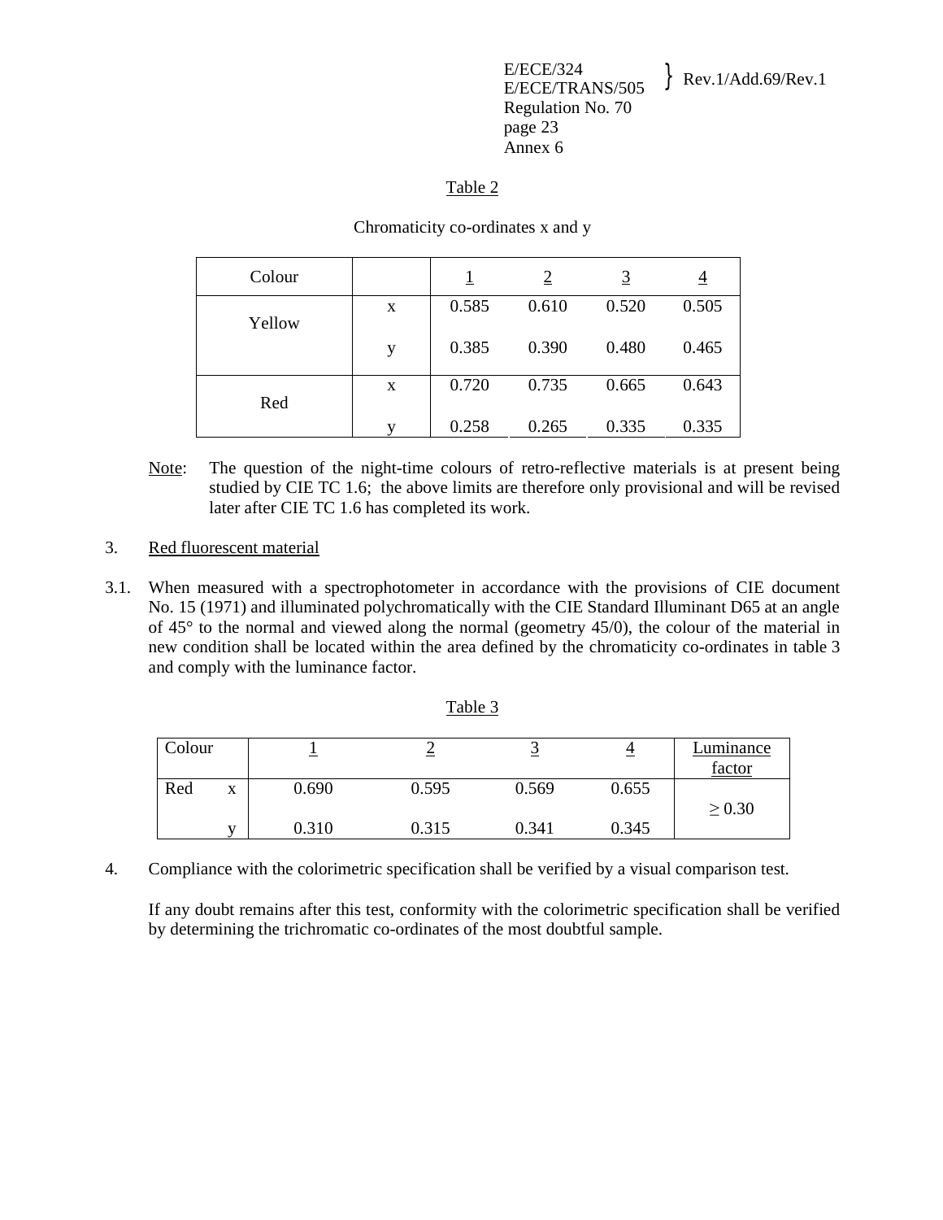Table 2

Chromaticity co-ordinates x and y

| Colour | | 1 | 2 | 3 | 4 |
|---|---|---|---|---|---|
| Yellow | x | 0.585 | 0.610 | 0.520 | 0.505 |
| | y | 0.385 | 0.390 | 0.480 | 0.465 |
| Red | x | 0.720 | 0.735 | 0.665 | 0.643 |
| | y | 0.258 | 0.265 | 0.335 | 0.335 |

Note: The question of the night-time colours of retro-reflective materials is at present being studied by CIE TC 1.6; the above limits are therefore only provisional and will be revised later after CIE TC 1.6 has completed its work.

3. Red fluorescent material

3.1. When measured with a spectrophotometer in accordance with the provisions of CIE document No. 15 (1971) and illuminated polychromatically with the CIE Standard Illuminant D65 at an angle of 45° to the normal and viewed along the normal (geometry 45/0), the colour of the material in new condition shall be located within the area defined by the chromaticity co-ordinates in table 3 and comply with the luminance factor.

Table 3

| Colour | | 1 | 2 | 3 | 4 | Luminance factor |
|---|---|---|---|---|---|---|
| Red | x | 0.690 | 0.595 | 0.569 | 0.655 | ≥ 0.30 |
| | y | 0.310 | 0.315 | 0.341 | 0.345 | |

4. Compliance with the colorimetric specification shall be verified by a visual comparison test.

If any doubt remains after this test, conformity with the colorimetric specification shall be verified by determining the trichromatic co-ordinates of the most doubtful sample.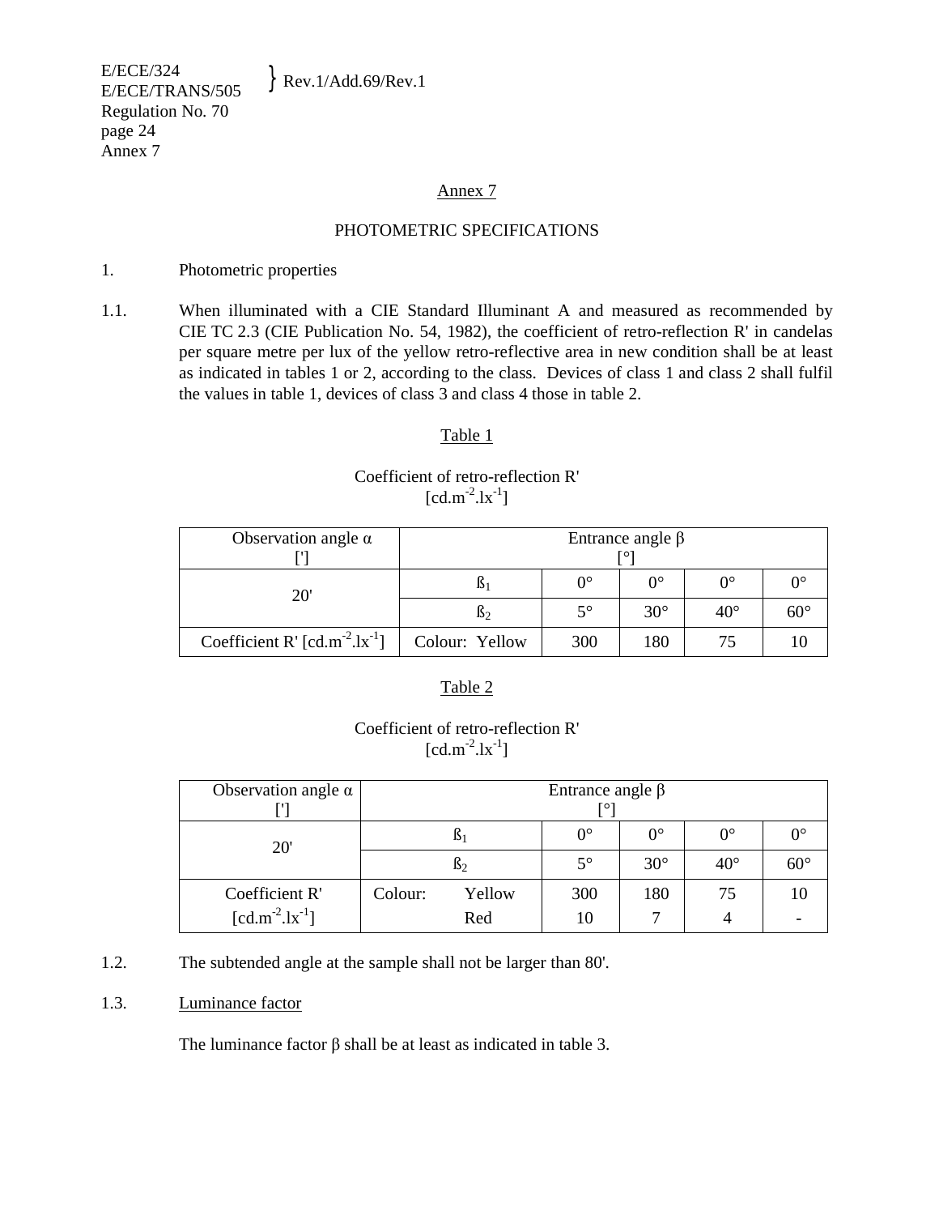## Annex 7

## PHOTOMETRIC SPECIFICATIONS

1. Photometric properties

1.1. When illuminated with a CIE Standard Illuminant A and measured as recommended by CIE TC 2.3 (CIE Publication No. 54, 1982), the coefficient of retro-reflection R' in candelas per square metre per lux of the yellow retro-reflective area in new condition shall be at least as indicated in tables 1 or 2, according to the class. Devices of class 1 and class 2 shall fulfil the values in table 1, devices of class 3 and class 4 those in table 2.

Table 1

Coefficient of retro-reflection R'
[$cd.m^{-2}.lx^{-1}$]

| Observation angle α ['] | Entrance angle β [°] | | | | |
|---|---|---|---|---|---|
| 20' | $ß_1$ | 0° | 0° | 0° | 0° |
| | $ß_2$ | 5° | 30° | 40° | 60° |
| Coefficient R' [$cd.m^{-2}.lx^{-1}$] | Colour: Yellow | 300 | 180 | 75 | 10 |

Table 2

Coefficient of retro-reflection R'
[$cd.m^{-2}.lx^{-1}$]

| Observation angle α ['] | Entrance angle β [°] | | | | | |
|---|---|---|---|---|---|---|
| 20' | $ß_1$ | | 0° | 0° | 0° | 0° |
| | $ß_2$ | | 5° | 30° | 40° | 60° |
| Coefficient R' [$cd.m^{-2}.lx^{-1}$] | Colour: | Yellow | 300 | 180 | 75 | 10 |
| | | Red | 10 | 7 | 4 | - |

1.2. The subtended angle at the sample shall not be larger than 80'.

1.3. Luminance factor

The luminance factor β shall be at least as indicated in table 3.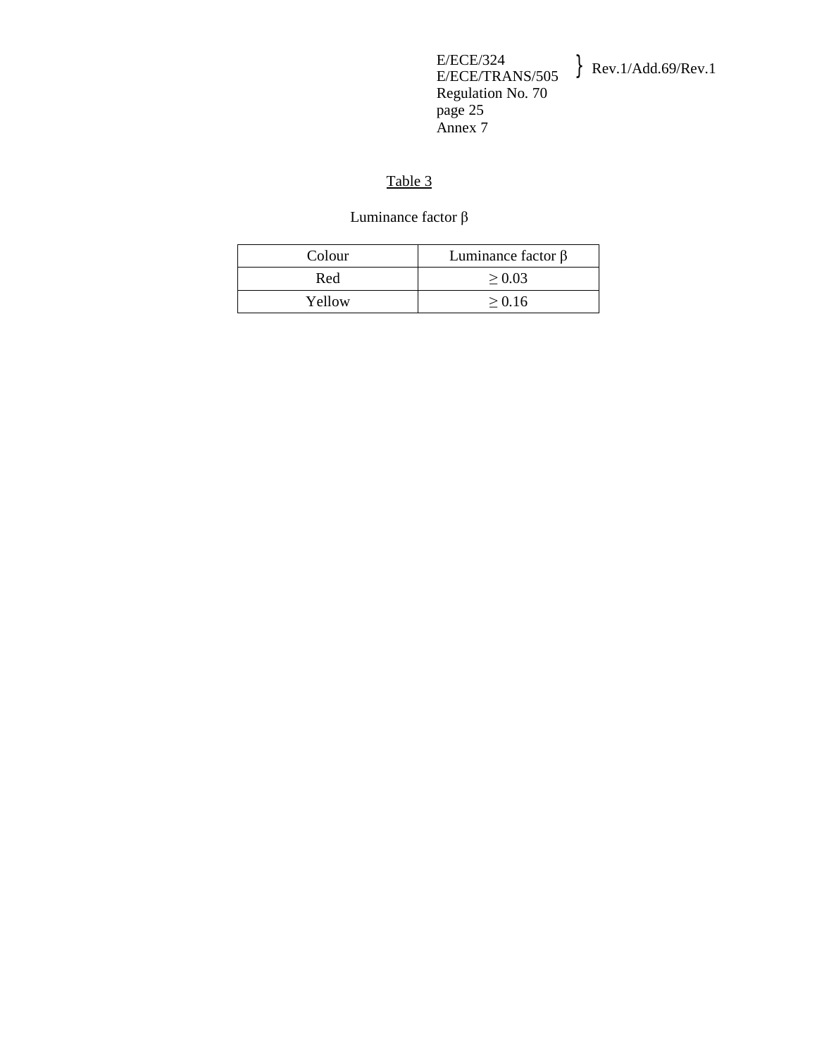Table 3

Luminance factor β

| Colour | Luminance factor β |
|---|---|
| Red | ≥ 0.03 |
| Yellow | ≥ 0.16 |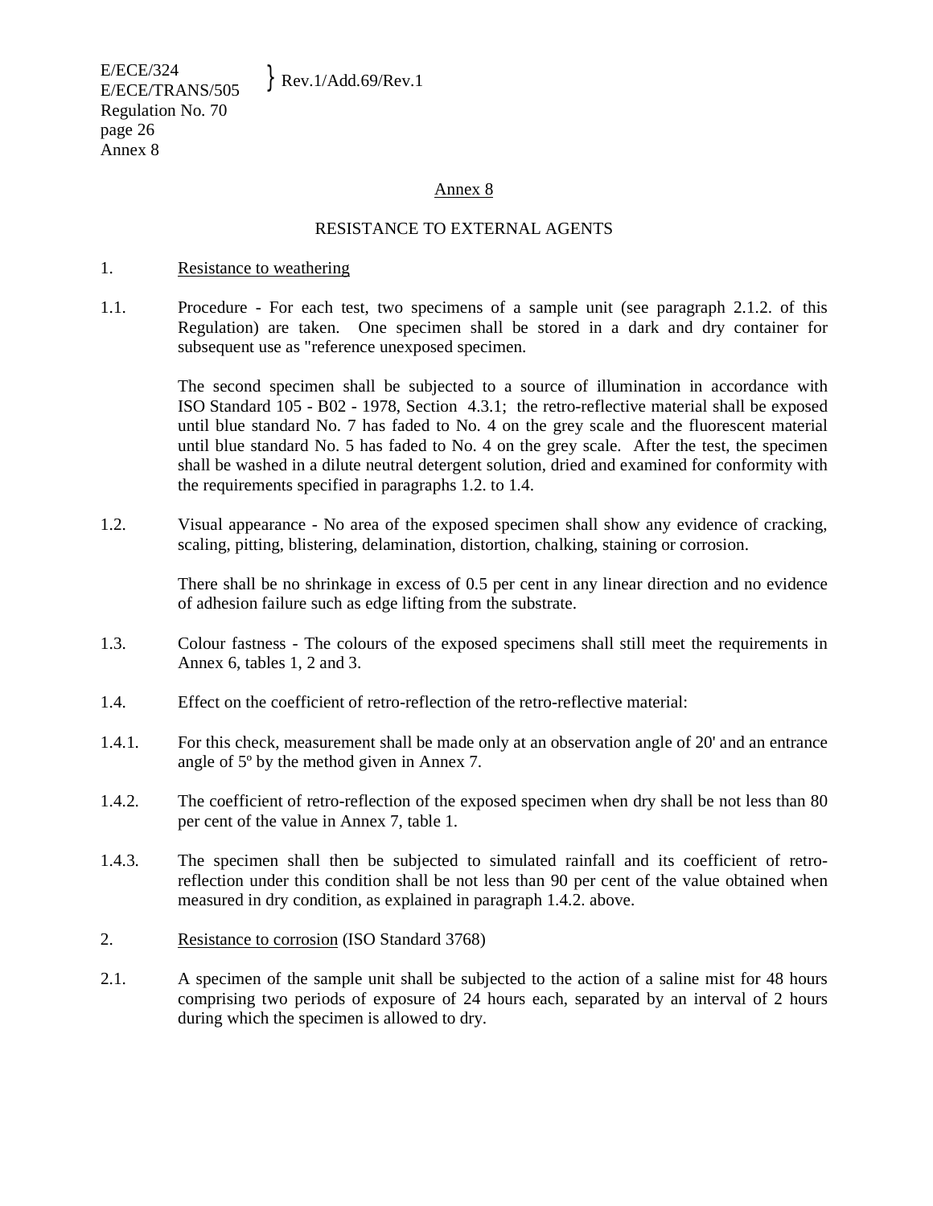## Annex 8

## RESISTANCE TO EXTERNAL AGENTS

1. Resistance to weathering

1.1. Procedure - For each test, two specimens of a sample unit (see paragraph 2.1.2. of this Regulation) are taken. One specimen shall be stored in a dark and dry container for subsequent use as "reference unexposed specimen.

The second specimen shall be subjected to a source of illumination in accordance with ISO Standard 105 - B02 - 1978, Section 4.3.1; the retro-reflective material shall be exposed until blue standard No. 7 has faded to No. 4 on the grey scale and the fluorescent material until blue standard No. 5 has faded to No. 4 on the grey scale. After the test, the specimen shall be washed in a dilute neutral detergent solution, dried and examined for conformity with the requirements specified in paragraphs 1.2. to 1.4.

1.2. Visual appearance - No area of the exposed specimen shall show any evidence of cracking, scaling, pitting, blistering, delamination, distortion, chalking, staining or corrosion.

There shall be no shrinkage in excess of 0.5 per cent in any linear direction and no evidence of adhesion failure such as edge lifting from the substrate.

1.3. Colour fastness - The colours of the exposed specimens shall still meet the requirements in Annex 6, tables 1, 2 and 3.

1.4. Effect on the coefficient of retro-reflection of the retro-reflective material:

1.4.1. For this check, measurement shall be made only at an observation angle of 20' and an entrance angle of 5º by the method given in Annex 7.

1.4.2. The coefficient of retro-reflection of the exposed specimen when dry shall be not less than 80 per cent of the value in Annex 7, table 1.

1.4.3. The specimen shall then be subjected to simulated rainfall and its coefficient of retro-reflection under this condition shall be not less than 90 per cent of the value obtained when measured in dry condition, as explained in paragraph 1.4.2. above.

2. Resistance to corrosion (ISO Standard 3768)

2.1. A specimen of the sample unit shall be subjected to the action of a saline mist for 48 hours comprising two periods of exposure of 24 hours each, separated by an interval of 2 hours during which the specimen is allowed to dry.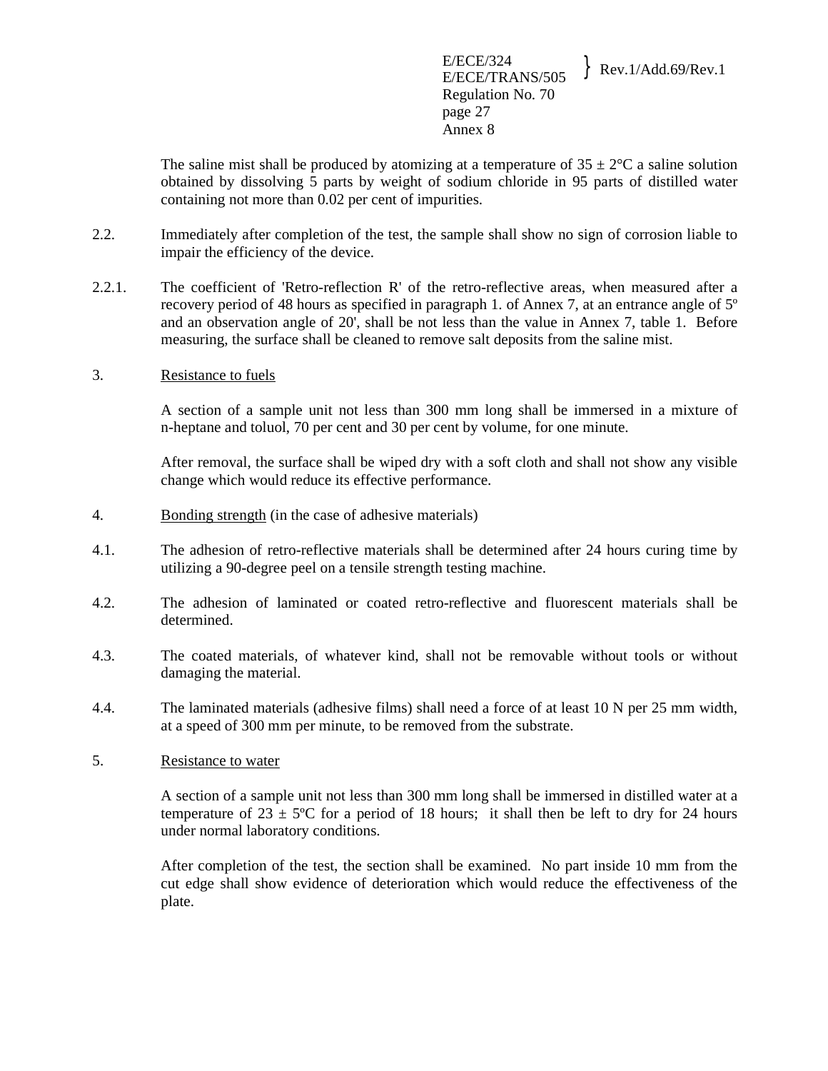The saline mist shall be produced by atomizing at a temperature of 35 ± 2°C a saline solution obtained by dissolving 5 parts by weight of sodium chloride in 95 parts of distilled water containing not more than 0.02 per cent of impurities.

2.2. Immediately after completion of the test, the sample shall show no sign of corrosion liable to impair the efficiency of the device.

2.2.1. The coefficient of 'Retro-reflection R' of the retro-reflective areas, when measured after a recovery period of 48 hours as specified in paragraph 1. of Annex 7, at an entrance angle of 5º and an observation angle of 20', shall be not less than the value in Annex 7, table 1. Before measuring, the surface shall be cleaned to remove salt deposits from the saline mist.

3. Resistance to fuels

A section of a sample unit not less than 300 mm long shall be immersed in a mixture of n-heptane and toluol, 70 per cent and 30 per cent by volume, for one minute.

After removal, the surface shall be wiped dry with a soft cloth and shall not show any visible change which would reduce its effective performance.

4. Bonding strength (in the case of adhesive materials)

4.1. The adhesion of retro-reflective materials shall be determined after 24 hours curing time by utilizing a 90-degree peel on a tensile strength testing machine.

4.2. The adhesion of laminated or coated retro-reflective and fluorescent materials shall be determined.

4.3. The coated materials, of whatever kind, shall not be removable without tools or without damaging the material.

4.4. The laminated materials (adhesive films) shall need a force of at least 10 N per 25 mm width, at a speed of 300 mm per minute, to be removed from the substrate.

5. Resistance to water

A section of a sample unit not less than 300 mm long shall be immersed in distilled water at a temperature of 23 ± 5ºC for a period of 18 hours; it shall then be left to dry for 24 hours under normal laboratory conditions.

After completion of the test, the section shall be examined. No part inside 10 mm from the cut edge shall show evidence of deterioration which would reduce the effectiveness of the plate.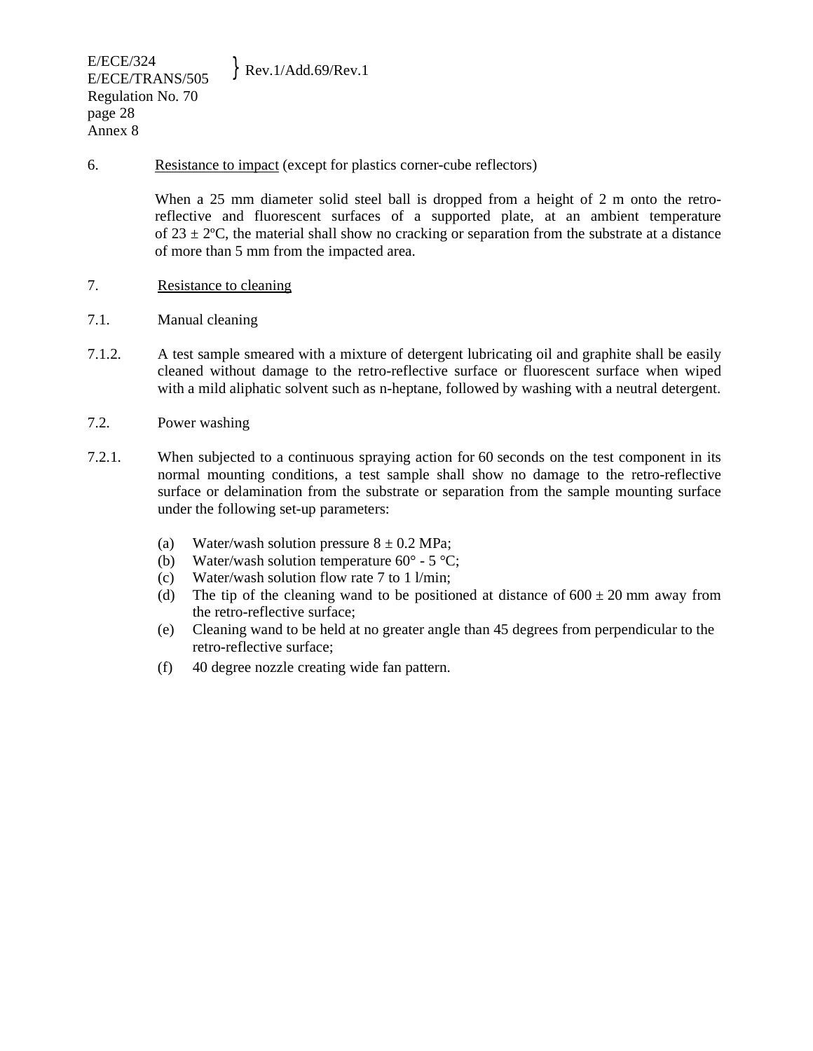6. Resistance to impact (except for plastics corner-cube reflectors)

When a 25 mm diameter solid steel ball is dropped from a height of 2 m onto the retro-reflective and fluorescent surfaces of a supported plate, at an ambient temperature of 23 ± 2ºC, the material shall show no cracking or separation from the substrate at a distance of more than 5 mm from the impacted area.

7. Resistance to cleaning

7.1. Manual cleaning

7.1.2. A test sample smeared with a mixture of detergent lubricating oil and graphite shall be easily cleaned without damage to the retro-reflective surface or fluorescent surface when wiped with a mild aliphatic solvent such as n-heptane, followed by washing with a neutral detergent.

7.2. Power washing

7.2.1. When subjected to a continuous spraying action for 60 seconds on the test component in its normal mounting conditions, a test sample shall show no damage to the retro-reflective surface or delamination from the substrate or separation from the sample mounting surface under the following set-up parameters:

(a) Water/wash solution pressure 8 ± 0.2 MPa;
(b) Water/wash solution temperature 60° - 5 °C;
(c) Water/wash solution flow rate 7 to 1 l/min;
(d) The tip of the cleaning wand to be positioned at distance of 600 ± 20 mm away from the retro-reflective surface;
(e) Cleaning wand to be held at no greater angle than 45 degrees from perpendicular to the retro-reflective surface;
(f) 40 degree nozzle creating wide fan pattern.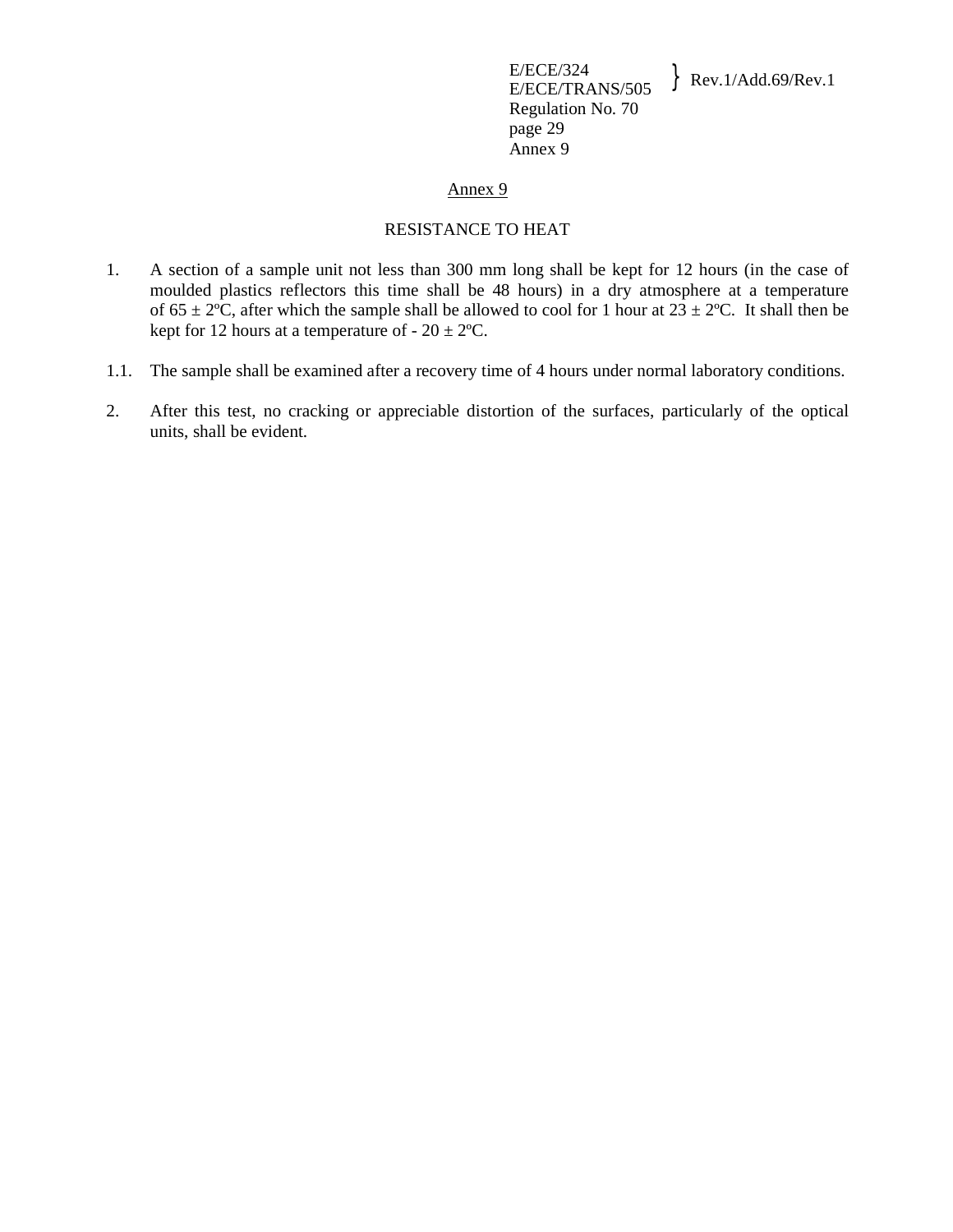## Annex 9

### RESISTANCE TO HEAT

1. A section of a sample unit not less than 300 mm long shall be kept for 12 hours (in the case of moulded plastics reflectors this time shall be 48 hours) in a dry atmosphere at a temperature of 65 ± 2ºC, after which the sample shall be allowed to cool for 1 hour at 23 ± 2ºC. It shall then be kept for 12 hours at a temperature of - 20 ± 2ºC.

1.1. The sample shall be examined after a recovery time of 4 hours under normal laboratory conditions.

2. After this test, no cracking or appreciable distortion of the surfaces, particularly of the optical units, shall be evident.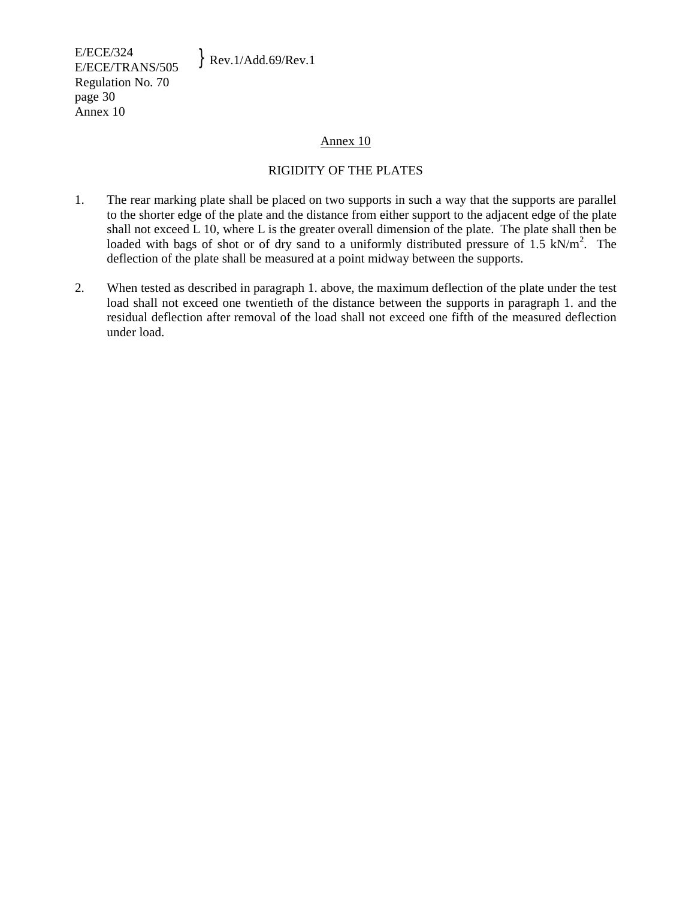## Annex 10

### RIGIDITY OF THE PLATES

1. The rear marking plate shall be placed on two supports in such a way that the supports are parallel to the shorter edge of the plate and the distance from either support to the adjacent edge of the plate shall not exceed L 10, where L is the greater overall dimension of the plate. The plate shall then be loaded with bags of shot or of dry sand to a uniformly distributed pressure of 1.5 $kN/m^2$. The deflection of the plate shall be measured at a point midway between the supports.

2. When tested as described in paragraph 1. above, the maximum deflection of the plate under the test load shall not exceed one twentieth of the distance between the supports in paragraph 1. and the residual deflection after removal of the load shall not exceed one fifth of the measured deflection under load.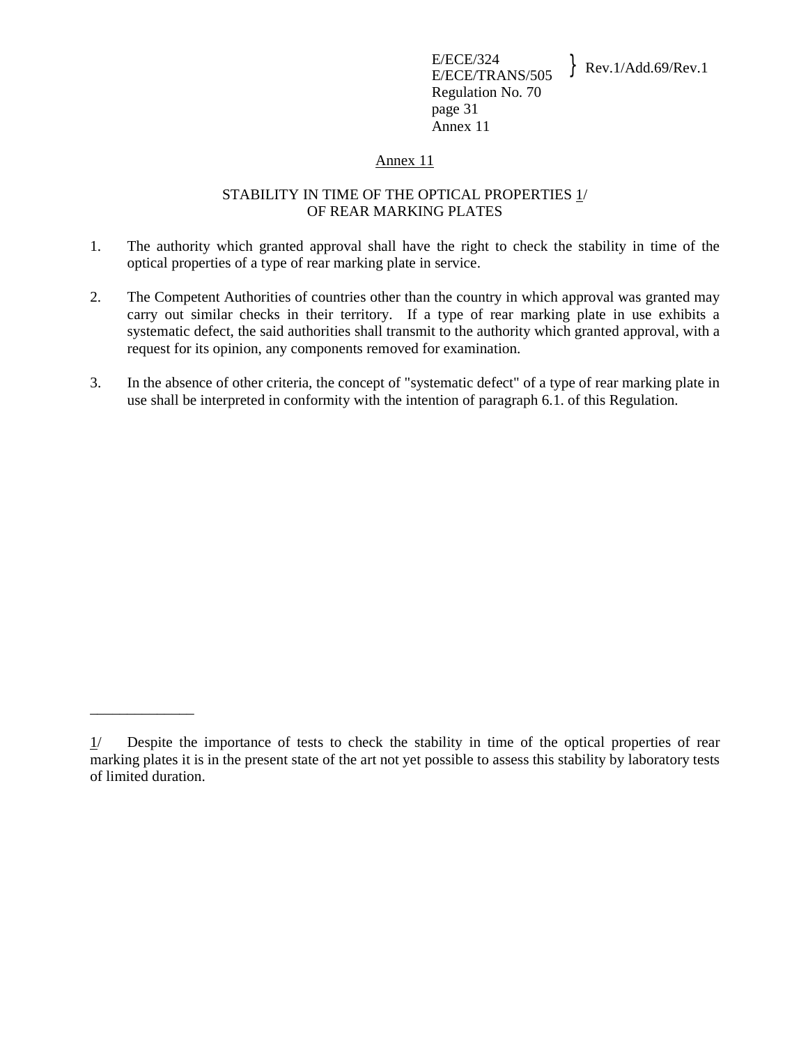## Annex 11

### STABILITY IN TIME OF THE OPTICAL PROPERTIES [1] OF REAR MARKING PLATES

1. The authority which granted approval shall have the right to check the stability in time of the optical properties of a type of rear marking plate in service.

2. The Competent Authorities of countries other than the country in which approval was granted may carry out similar checks in their territory. If a type of rear marking plate in use exhibits a systematic defect, the said authorities shall transmit to the authority which granted approval, with a request for its opinion, any components removed for examination.

3. In the absence of other criteria, the concept of "systematic defect" of a type of rear marking plate in use shall be interpreted in conformity with the intention of paragraph 6.1. of this Regulation.

---

1/ Despite the importance of tests to check the stability in time of the optical properties of rear marking plates it is in the present state of the art not yet possible to assess this stability by laboratory tests of limited duration.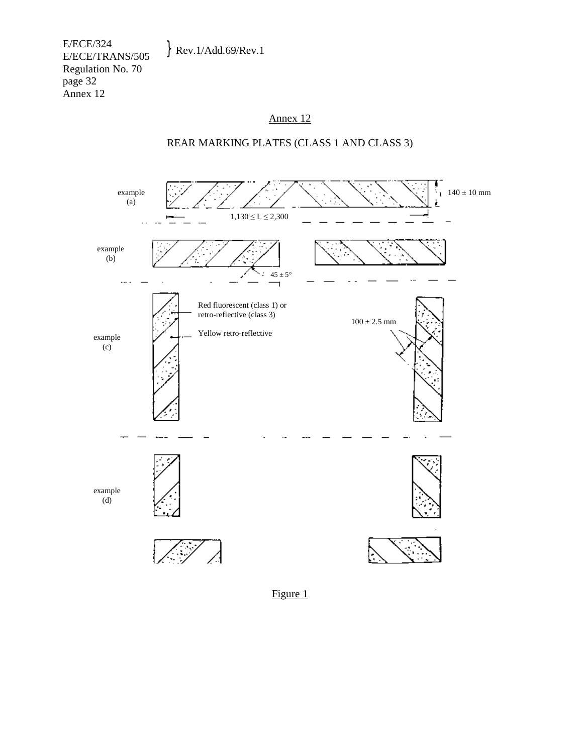## Annex 12

### REAR MARKING PLATES (CLASS 1 AND CLASS 3)

example (a)

140 ± 10 mm

1,130 ≤ L ≤ 2,300

example (b)

45 ± 5°

example (c)

Red fluorescent (class 1) or retro-reflective (class 3)

Yellow retro-reflective

100 ± 2.5 mm

example (d)

Figure 1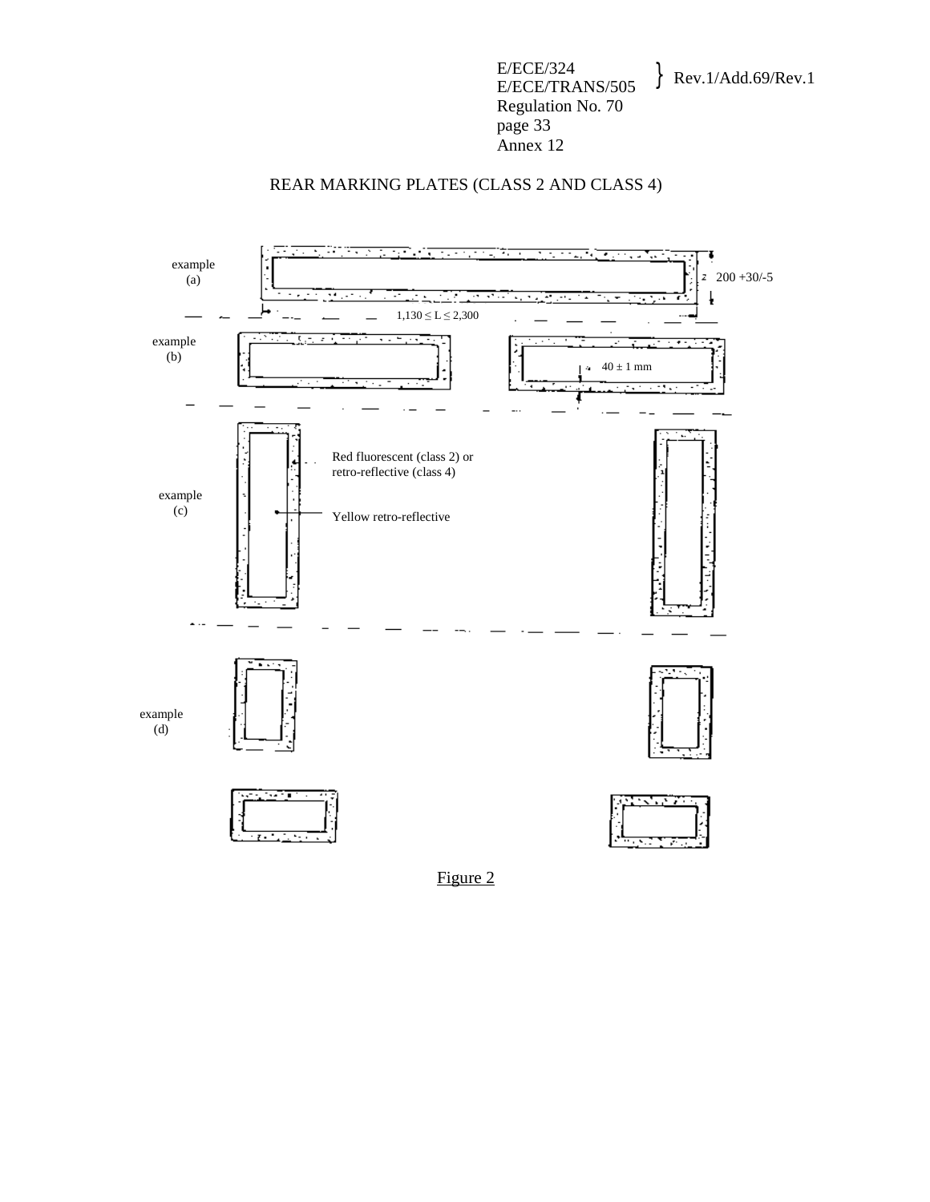## REAR MARKING PLATES (CLASS 2 AND CLASS 4)

example (a)

200 +30/-5

1,130 ≤ L ≤ 2,300

example (b)

40 ± 1 mm

example (c)

Red fluorescent (class 2) or retro-reflective (class 4)

Yellow retro-reflective

example (d)

Figure 2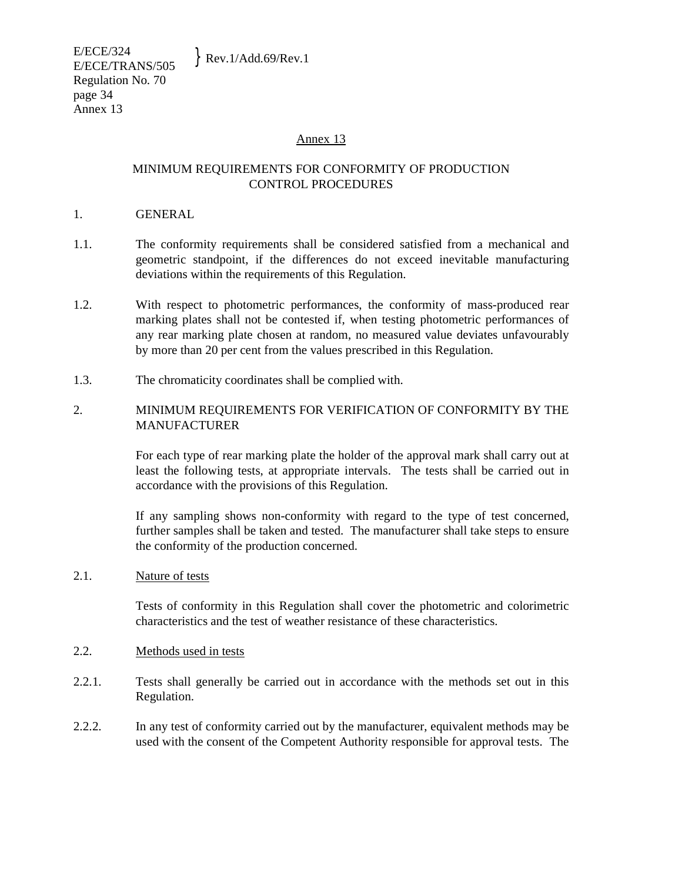## Annex 13

### MINIMUM REQUIREMENTS FOR CONFORMITY OF PRODUCTION CONTROL PROCEDURES

1. GENERAL

1.1. The conformity requirements shall be considered satisfied from a mechanical and geometric standpoint, if the differences do not exceed inevitable manufacturing deviations within the requirements of this Regulation.

1.2. With respect to photometric performances, the conformity of mass-produced rear marking plates shall not be contested if, when testing photometric performances of any rear marking plate chosen at random, no measured value deviates unfavourably by more than 20 per cent from the values prescribed in this Regulation.

1.3. The chromaticity coordinates shall be complied with.

2. MINIMUM REQUIREMENTS FOR VERIFICATION OF CONFORMITY BY THE MANUFACTURER

For each type of rear marking plate the holder of the approval mark shall carry out at least the following tests, at appropriate intervals. The tests shall be carried out in accordance with the provisions of this Regulation.

If any sampling shows non-conformity with regard to the type of test concerned, further samples shall be taken and tested. The manufacturer shall take steps to ensure the conformity of the production concerned.

2.1. Nature of tests

Tests of conformity in this Regulation shall cover the photometric and colorimetric characteristics and the test of weather resistance of these characteristics.

2.2. Methods used in tests

2.2.1. Tests shall generally be carried out in accordance with the methods set out in this Regulation.

2.2.2. In any test of conformity carried out by the manufacturer, equivalent methods may be used with the consent of the Competent Authority responsible for approval tests. The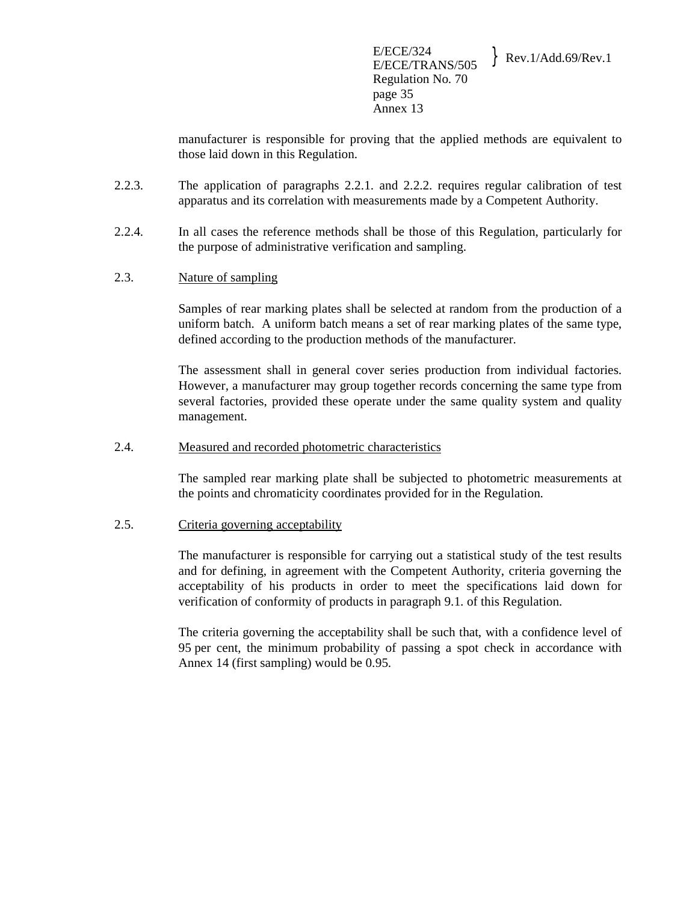manufacturer is responsible for proving that the applied methods are equivalent to those laid down in this Regulation.

2.2.3. The application of paragraphs 2.2.1. and 2.2.2. requires regular calibration of test apparatus and its correlation with measurements made by a Competent Authority.

2.2.4. In all cases the reference methods shall be those of this Regulation, particularly for the purpose of administrative verification and sampling.

2.3. Nature of sampling

Samples of rear marking plates shall be selected at random from the production of a uniform batch. A uniform batch means a set of rear marking plates of the same type, defined according to the production methods of the manufacturer.

The assessment shall in general cover series production from individual factories. However, a manufacturer may group together records concerning the same type from several factories, provided these operate under the same quality system and quality management.

2.4. Measured and recorded photometric characteristics

The sampled rear marking plate shall be subjected to photometric measurements at the points and chromaticity coordinates provided for in the Regulation.

2.5. Criteria governing acceptability

The manufacturer is responsible for carrying out a statistical study of the test results and for defining, in agreement with the Competent Authority, criteria governing the acceptability of his products in order to meet the specifications laid down for verification of conformity of products in paragraph 9.1. of this Regulation.

The criteria governing the acceptability shall be such that, with a confidence level of 95 per cent, the minimum probability of passing a spot check in accordance with Annex 14 (first sampling) would be 0.95.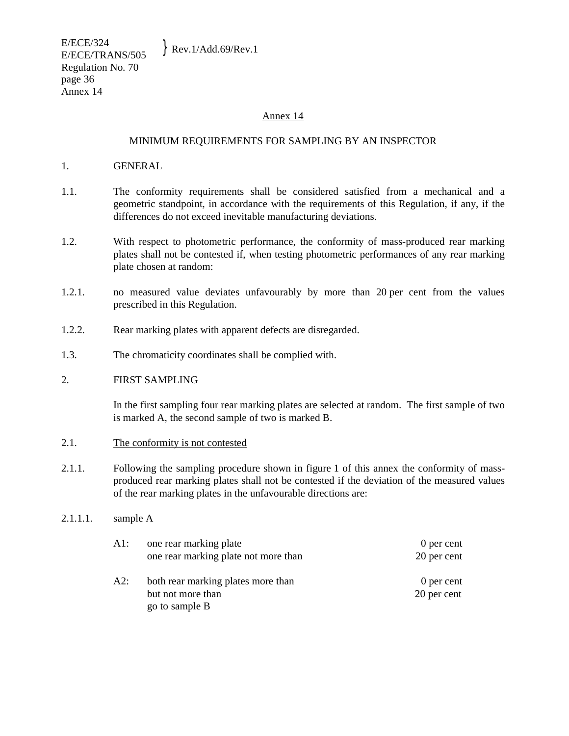## Annex 14

### MINIMUM REQUIREMENTS FOR SAMPLING BY AN INSPECTOR

1. GENERAL

1.1. The conformity requirements shall be considered satisfied from a mechanical and a geometric standpoint, in accordance with the requirements of this Regulation, if any, if the differences do not exceed inevitable manufacturing deviations.

1.2. With respect to photometric performance, the conformity of mass-produced rear marking plates shall not be contested if, when testing photometric performances of any rear marking plate chosen at random:

1.2.1. no measured value deviates unfavourably by more than 20 per cent from the values prescribed in this Regulation.

1.2.2. Rear marking plates with apparent defects are disregarded.

1.3. The chromaticity coordinates shall be complied with.

2. FIRST SAMPLING

In the first sampling four rear marking plates are selected at random. The first sample of two is marked A, the second sample of two is marked B.

2.1. The conformity is not contested

2.1.1. Following the sampling procedure shown in figure 1 of this annex the conformity of mass-produced rear marking plates shall not be contested if the deviation of the measured values of the rear marking plates in the unfavourable directions are:

2.1.1.1. sample A

| | | |
|---|---|---|
| A1: | one rear marking plate | 0 per cent |
| | one rear marking plate not more than | 20 per cent |
| A2: | both rear marking plates more than | 0 per cent |
| | but not more than | 20 per cent |
| | go to sample B | |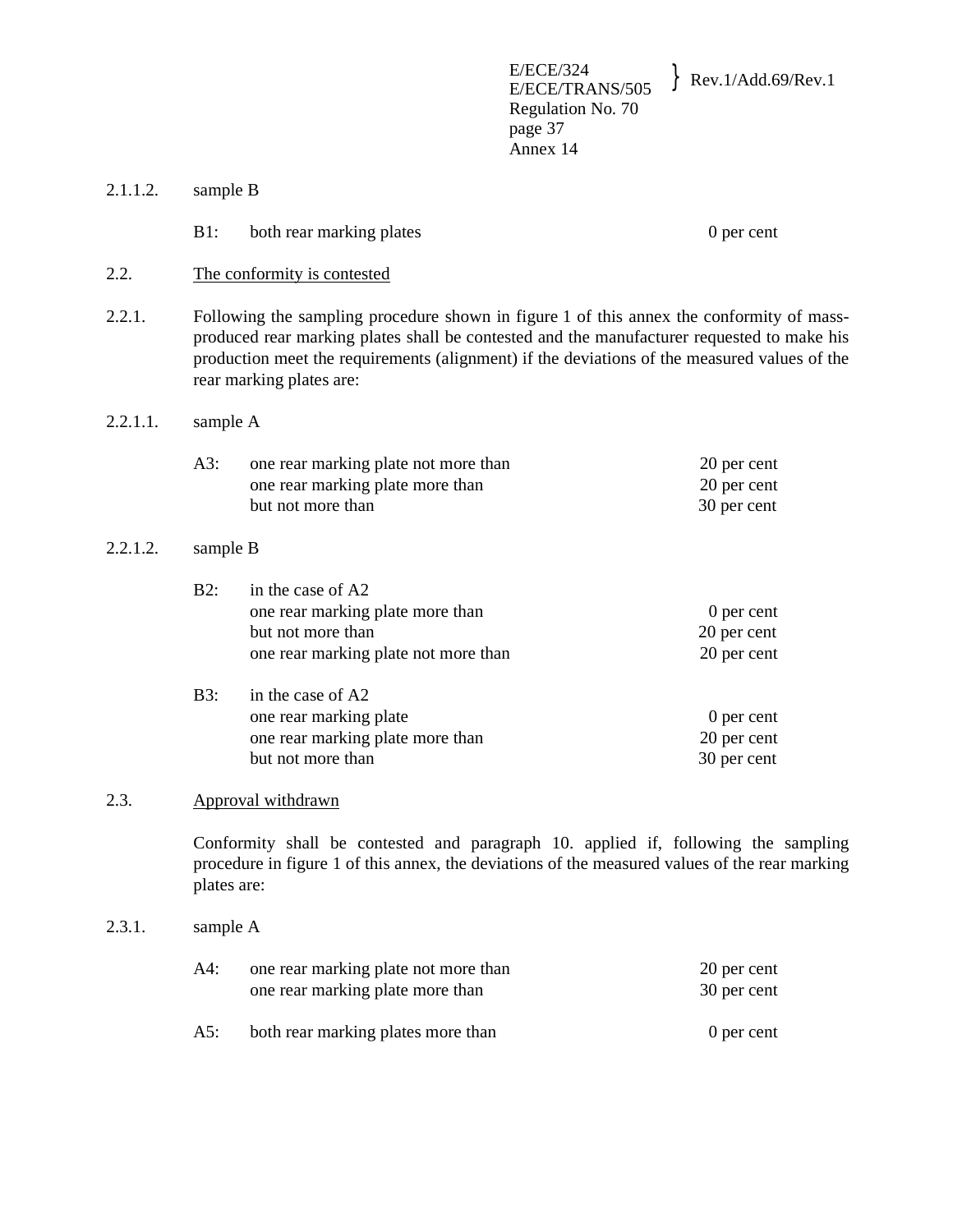2.1.1.2. sample B

| | | |
|---|---|---|
| B1: | both rear marking plates | 0 per cent |

2.2. <u>The conformity is contested</u>

2.2.1. Following the sampling procedure shown in figure 1 of this annex the conformity of mass-produced rear marking plates shall be contested and the manufacturer requested to make his production meet the requirements (alignment) if the deviations of the measured values of the rear marking plates are:

2.2.1.1. sample A

| | | |
|---|---|---|
| A3: | one rear marking plate not more than | 20 per cent |
| | one rear marking plate more than | 20 per cent |
| | but not more than | 30 per cent |

2.2.1.2. sample B

| | | |
|---|---|---|
| B2: | in the case of A2 | |
| | one rear marking plate more than | 0 per cent |
| | but not more than | 20 per cent |
| | one rear marking plate not more than | 20 per cent |
| B3: | in the case of A2 | |
| | one rear marking plate | 0 per cent |
| | one rear marking plate more than | 20 per cent |
| | but not more than | 30 per cent |

2.3. <u>Approval withdrawn</u>

Conformity shall be contested and paragraph 10. applied if, following the sampling procedure in figure 1 of this annex, the deviations of the measured values of the rear marking plates are:

2.3.1. sample A

| | | |
|---|---|---|
| A4: | one rear marking plate not more than | 20 per cent |
| | one rear marking plate more than | 30 per cent |
| A5: | both rear marking plates more than | 0 per cent |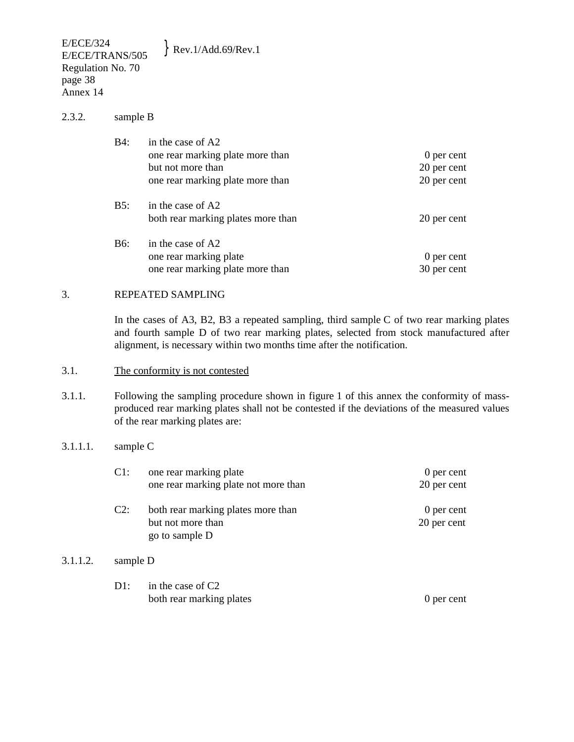2.3.2. sample B

| | | |
|---|---|---|
| B4: | in the case of A2 | |
| | one rear marking plate more than | 0 per cent |
| | but not more than | 20 per cent |
| | one rear marking plate more than | 20 per cent |
| B5: | in the case of A2 | |
| | both rear marking plates more than | 20 per cent |
| B6: | in the case of A2 | |
| | one rear marking plate | 0 per cent |
| | one rear marking plate more than | 30 per cent |

3. REPEATED SAMPLING

In the cases of A3, B2, B3 a repeated sampling, third sample C of two rear marking plates and fourth sample D of two rear marking plates, selected from stock manufactured after alignment, is necessary within two months time after the notification.

3.1. The conformity is not contested

3.1.1. Following the sampling procedure shown in figure 1 of this annex the conformity of mass-produced rear marking plates shall not be contested if the deviations of the measured values of the rear marking plates are:

3.1.1.1. sample C

| | | |
|---|---|---|
| C1: | one rear marking plate | 0 per cent |
| | one rear marking plate not more than | 20 per cent |
| C2: | both rear marking plates more than | 0 per cent |
| | but not more than | 20 per cent |
| | go to sample D | |

3.1.1.2. sample D

| | | |
|---|---|---|
| D1: | in the case of C2 | |
| | both rear marking plates | 0 per cent |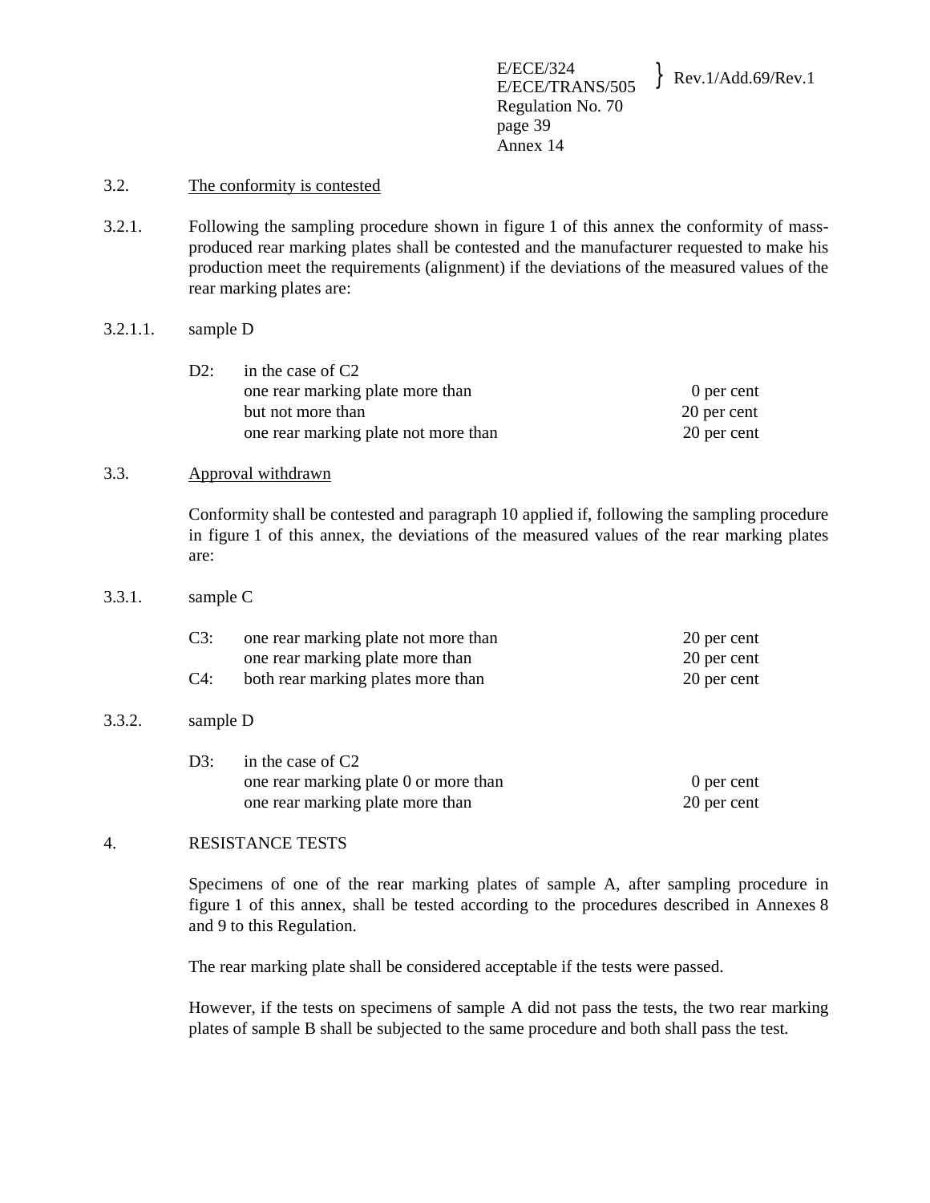3.2. <u>The conformity is contested</u>

3.2.1. Following the sampling procedure shown in figure 1 of this annex the conformity of mass-produced rear marking plates shall be contested and the manufacturer requested to make his production meet the requirements (alignment) if the deviations of the measured values of the rear marking plates are:

3.2.1.1. sample D

| | | |
|---|---|---|
| D2: | in the case of C2 | |
| | one rear marking plate more than | 0 per cent |
| | but not more than | 20 per cent |
| | one rear marking plate not more than | 20 per cent |

3.3. <u>Approval withdrawn</u>

Conformity shall be contested and paragraph 10 applied if, following the sampling procedure in figure 1 of this annex, the deviations of the measured values of the rear marking plates are:

3.3.1. sample C

| | | |
|---|---|---|
| C3: | one rear marking plate not more than | 20 per cent |
| | one rear marking plate more than | 20 per cent |
| C4: | both rear marking plates more than | 20 per cent |

3.3.2. sample D

| | | |
|---|---|---|
| D3: | in the case of C2 | |
| | one rear marking plate 0 or more than | 0 per cent |
| | one rear marking plate more than | 20 per cent |

4. RESISTANCE TESTS

Specimens of one of the rear marking plates of sample A, after sampling procedure in figure 1 of this annex, shall be tested according to the procedures described in Annexes 8 and 9 to this Regulation.

The rear marking plate shall be considered acceptable if the tests were passed.

However, if the tests on specimens of sample A did not pass the tests, the two rear marking plates of sample B shall be subjected to the same procedure and both shall pass the test.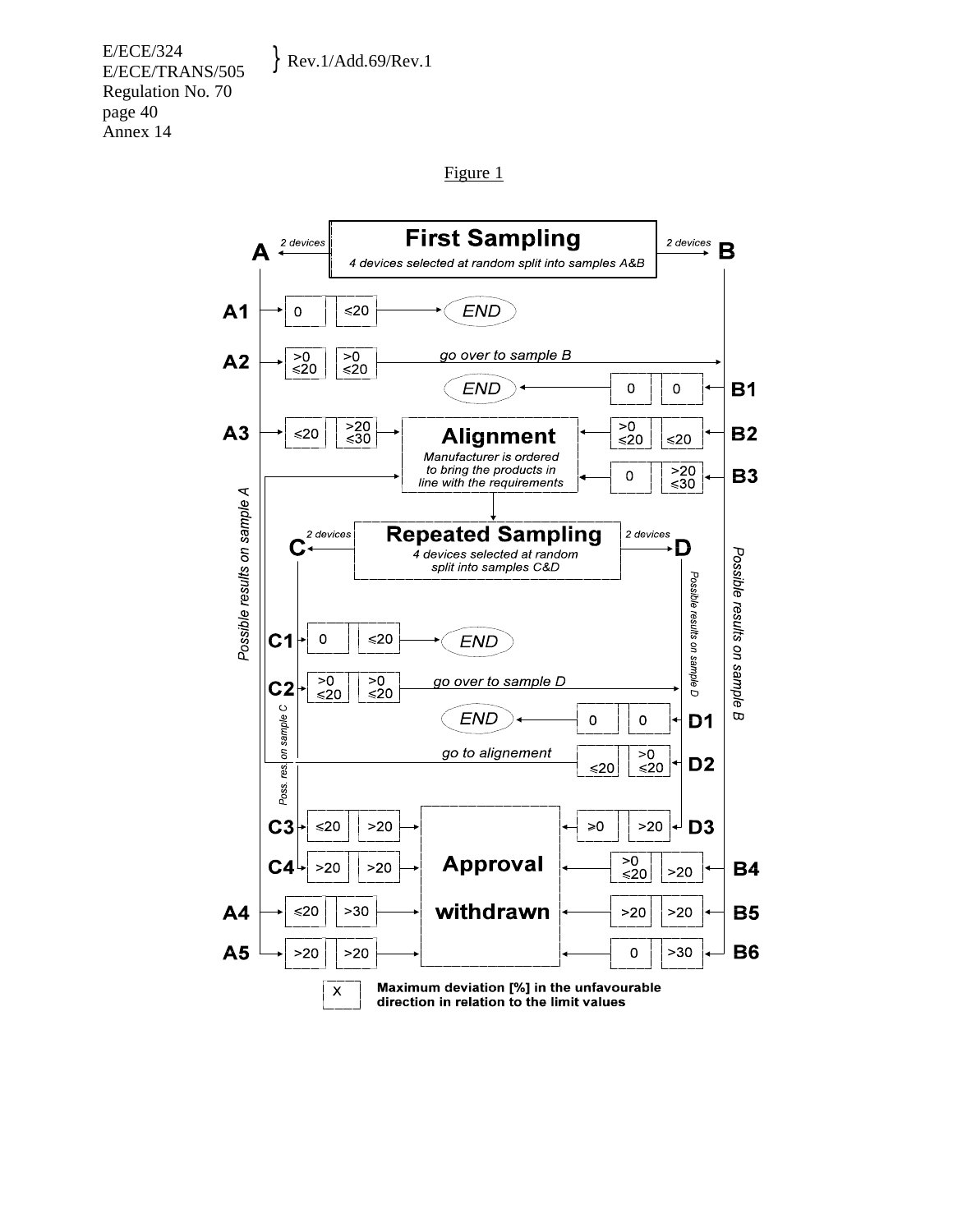Figure 1

First Sampling

4 devices selected at random split into samples A&B

A 2 devices

B 2 devices

Possible results on sample A

Possible results on sample B

A1 0 ≤20 END

A2 >0 ≤20 >0 ≤20 go over to sample B

B1 0 0 END

A3 ≤20 >20 ≤30 Alignment

B2 >0 ≤20 ≤20

B3 0 >20 ≤30

Alignment

Manufacturer is ordered to bring the products in line with the requirements

Repeated Sampling

4 devices selected at random split into samples C&D

C 2 devices

D 2 devices

Poss. res. on sample C

Possible results on sample D

C1 0 ≤20 END

C2 >0 ≤20 >0 ≤20 go over to sample D

D1 0 0 END

D2 ≤20 >0 ≤20 go to alignement

C3 ≤20 >20

D3 ≥0 >20

C4 >20 >20

B4 >0 ≤20 >20

A4 ≤20 >30

B5 >20 >20

A5 >20 >20

B6 0 >30

Approval withdrawn

X Maximum deviation [%] in the unfavourable direction in relation to the limit values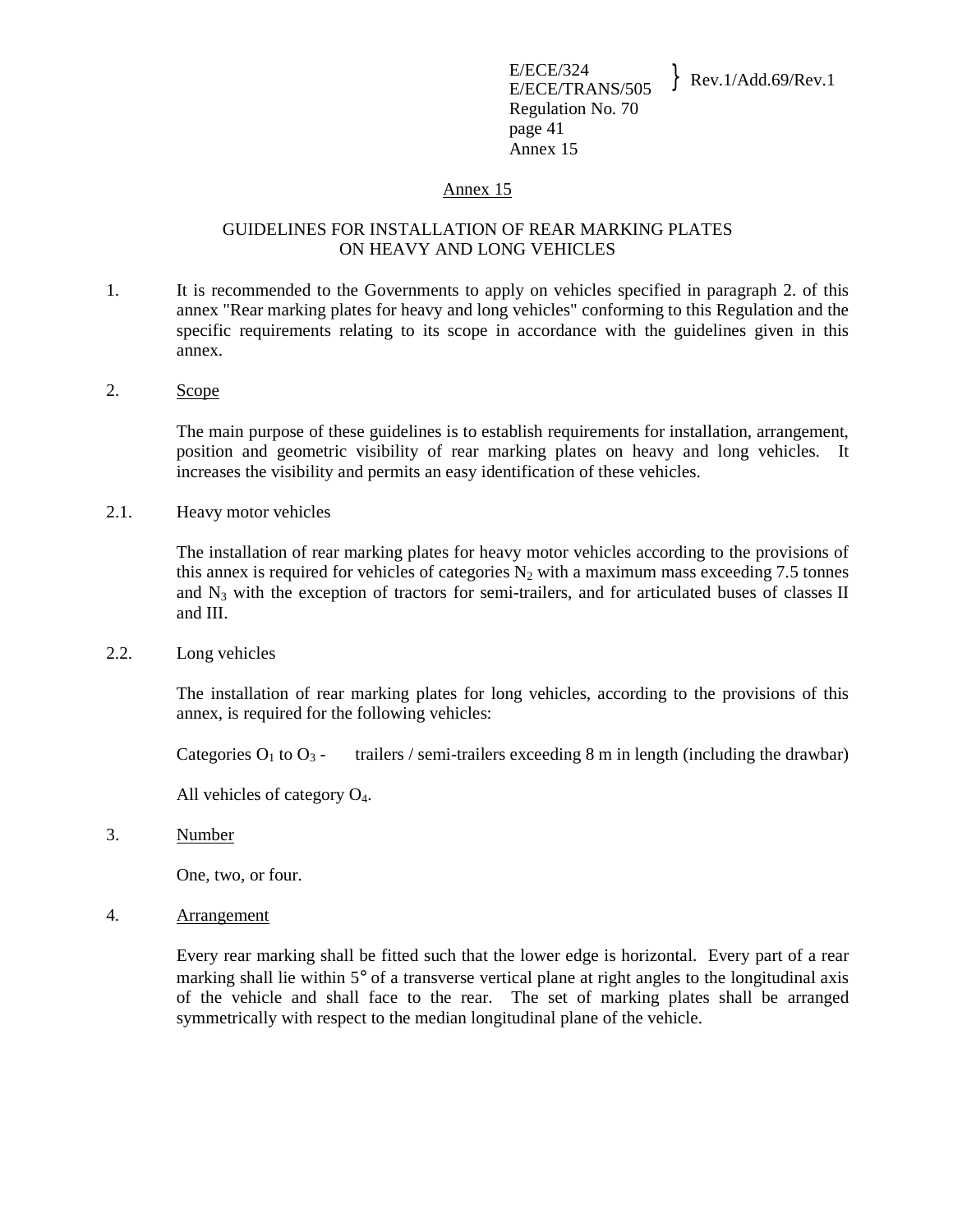## Annex 15

## GUIDELINES FOR INSTALLATION OF REAR MARKING PLATES ON HEAVY AND LONG VEHICLES

1. It is recommended to the Governments to apply on vehicles specified in paragraph 2. of this annex "Rear marking plates for heavy and long vehicles" conforming to this Regulation and the specific requirements relating to its scope in accordance with the guidelines given in this annex.

2. Scope

   The main purpose of these guidelines is to establish requirements for installation, arrangement, position and geometric visibility of rear marking plates on heavy and long vehicles. It increases the visibility and permits an easy identification of these vehicles.

2.1. Heavy motor vehicles

   The installation of rear marking plates for heavy motor vehicles according to the provisions of this annex is required for vehicles of categories $N_2$ with a maximum mass exceeding 7.5 tonnes and $N_3$ with the exception of tractors for semi-trailers, and for articulated buses of classes II and III.

2.2. Long vehicles

   The installation of rear marking plates for long vehicles, according to the provisions of this annex, is required for the following vehicles:

   Categories $O_1$ to $O_3$ - trailers / semi-trailers exceeding 8 m in length (including the drawbar)

   All vehicles of category $O_4$.

3. Number

   One, two, or four.

4. Arrangement

   Every rear marking shall be fitted such that the lower edge is horizontal. Every part of a rear marking shall lie within 5° of a transverse vertical plane at right angles to the longitudinal axis of the vehicle and shall face to the rear. The set of marking plates shall be arranged symmetrically with respect to the median longitudinal plane of the vehicle.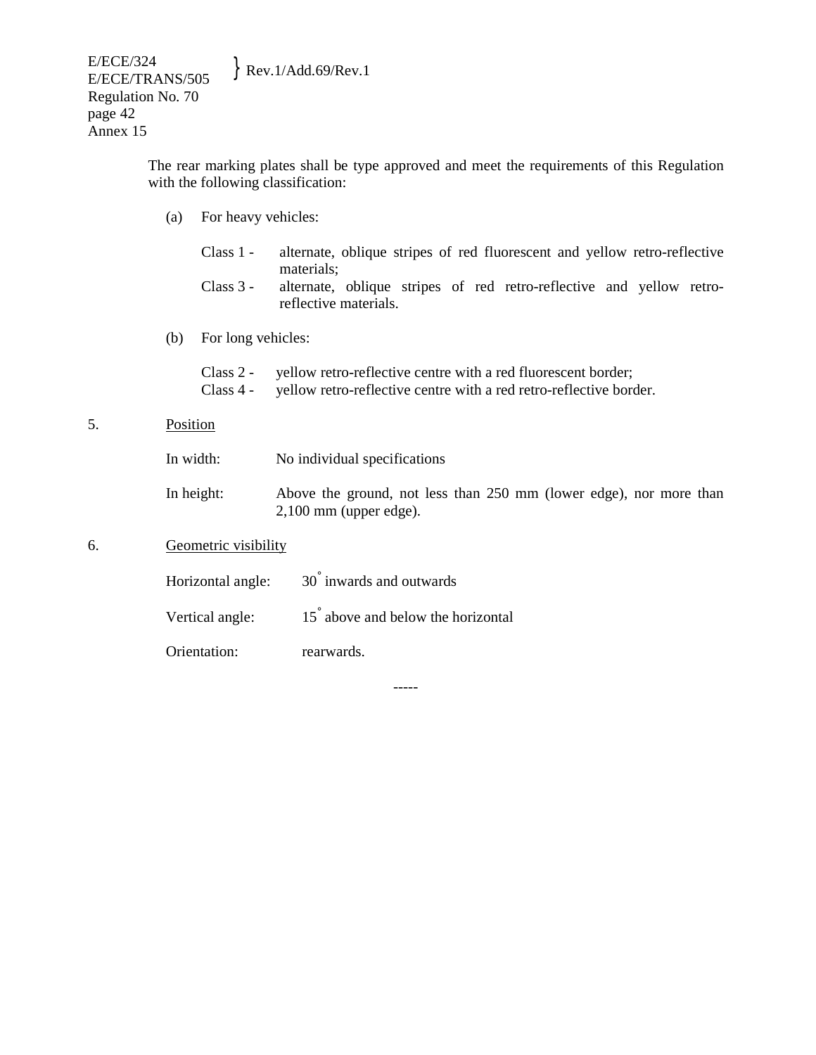The rear marking plates shall be type approved and meet the requirements of this Regulation with the following classification:

(a) For heavy vehicles:

Class 1 - alternate, oblique stripes of red fluorescent and yellow retro-reflective materials;

Class 3 - alternate, oblique stripes of red retro-reflective and yellow retro-reflective materials.

(b) For long vehicles:

Class 2 - yellow retro-reflective centre with a red fluorescent border;

Class 4 - yellow retro-reflective centre with a red retro-reflective border.

5. Position

In width: No individual specifications

In height: Above the ground, not less than 250 mm (lower edge), nor more than 2,100 mm (upper edge).

6. Geometric visibility

Horizontal angle: 30° inwards and outwards

Vertical angle: 15° above and below the horizontal

Orientation: rearwards.

-----